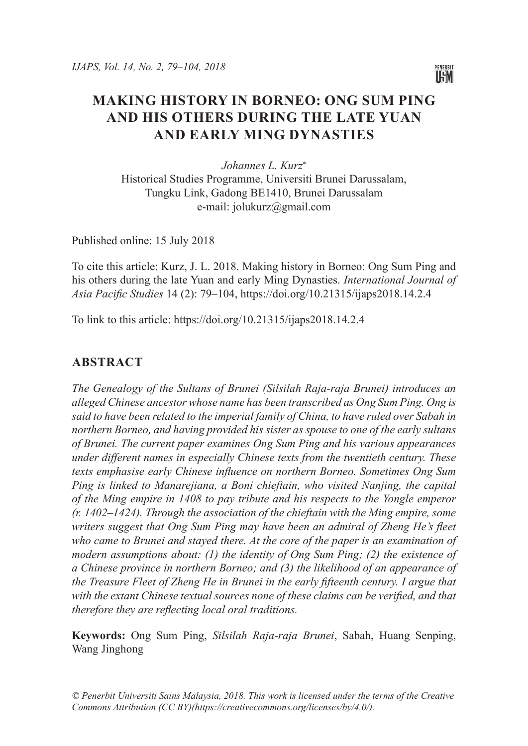# MAKING HISTORY IN BORNEO: ONG SUM PING AND HIS OTHERS DURING THE LATE YUAN AND EARLY MING DYNASTIES

*Johannes L. Kurz*[*]
Historical Studies Programme, Universiti Brunei Darussalam,
Tungku Link, Gadong BE1410, Brunei Darussalam
e-mail: jolukurz@gmail.com

Published online: 15 July 2018

To cite this article: Kurz, J. L. 2018. Making history in Borneo: Ong Sum Ping and his others during the late Yuan and early Ming Dynasties. *International Journal of Asia Pacific Studies* 14 (2): 79–104, https://doi.org/10.21315/ijaps2018.14.2.4

To link to this article: https://doi.org/10.21315/ijaps2018.14.2.4

## ABSTRACT

*The Genealogy of the Sultans of Brunei (Silsilah Raja-raja Brunei) introduces an alleged Chinese ancestor whose name has been transcribed as Ong Sum Ping. Ong is said to have been related to the imperial family of China, to have ruled over Sabah in northern Borneo, and having provided his sister as spouse to one of the early sultans of Brunei. The current paper examines Ong Sum Ping and his various appearances under different names in especially Chinese texts from the twentieth century. These texts emphasise early Chinese influence on northern Borneo. Sometimes Ong Sum Ping is linked to Manarejiana, a Boni chieftain, who visited Nanjing, the capital of the Ming empire in 1408 to pay tribute and his respects to the Yongle emperor (r. 1402–1424). Through the association of the chieftain with the Ming empire, some writers suggest that Ong Sum Ping may have been an admiral of Zheng He's fleet who came to Brunei and stayed there. At the core of the paper is an examination of modern assumptions about: (1) the identity of Ong Sum Ping; (2) the existence of a Chinese province in northern Borneo; and (3) the likelihood of an appearance of the Treasure Fleet of Zheng He in Brunei in the early fifteenth century. I argue that with the extant Chinese textual sources none of these claims can be verified, and that therefore they are reflecting local oral traditions.*

**Keywords:** Ong Sum Ping, *Silsilah Raja-raja Brunei*, Sabah, Huang Senping, Wang Jinghong

*© Penerbit Universiti Sains Malaysia, 2018. This work is licensed under the terms of the Creative Commons Attribution (CC BY)(https://creativecommons.org/licenses/by/4.0/).*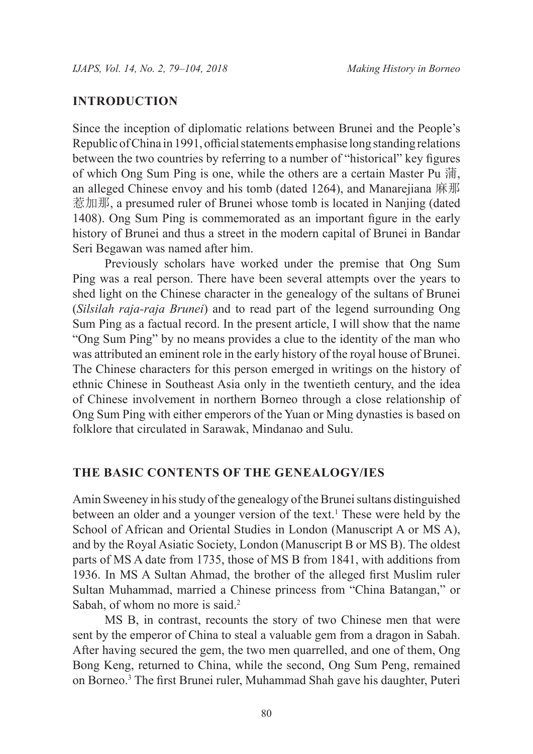## INTRODUCTION

Since the inception of diplomatic relations between Brunei and the People's Republic of China in 1991, official statements emphasise long standing relations between the two countries by referring to a number of "historical" key figures of which Ong Sum Ping is one, while the others are a certain Master Pu 蒲, an alleged Chinese envoy and his tomb (dated 1264), and Manarejiana 麻那惹加那, a presumed ruler of Brunei whose tomb is located in Nanjing (dated 1408). Ong Sum Ping is commemorated as an important figure in the early history of Brunei and thus a street in the modern capital of Brunei in Bandar Seri Begawan was named after him.

Previously scholars have worked under the premise that Ong Sum Ping was a real person. There have been several attempts over the years to shed light on the Chinese character in the genealogy of the sultans of Brunei (*Silsilah raja-raja Brunei*) and to read part of the legend surrounding Ong Sum Ping as a factual record. In the present article, I will show that the name "Ong Sum Ping" by no means provides a clue to the identity of the man who was attributed an eminent role in the early history of the royal house of Brunei. The Chinese characters for this person emerged in writings on the history of ethnic Chinese in Southeast Asia only in the twentieth century, and the idea of Chinese involvement in northern Borneo through a close relationship of Ong Sum Ping with either emperors of the Yuan or Ming dynasties is based on folklore that circulated in Sarawak, Mindanao and Sulu.

## THE BASIC CONTENTS OF THE GENEALOGY/IES

Amin Sweeney in his study of the genealogy of the Brunei sultans distinguished between an older and a younger version of the text.[1] These were held by the School of African and Oriental Studies in London (Manuscript A or MS A), and by the Royal Asiatic Society, London (Manuscript B or MS B). The oldest parts of MS A date from 1735, those of MS B from 1841, with additions from 1936. In MS A Sultan Ahmad, the brother of the alleged first Muslim ruler Sultan Muhammad, married a Chinese princess from "China Batangan," or Sabah, of whom no more is said.[2]

MS B, in contrast, recounts the story of two Chinese men that were sent by the emperor of China to steal a valuable gem from a dragon in Sabah. After having secured the gem, the two men quarrelled, and one of them, Ong Bong Keng, returned to China, while the second, Ong Sum Peng, remained on Borneo.[3] The first Brunei ruler, Muhammad Shah gave his daughter, Puteri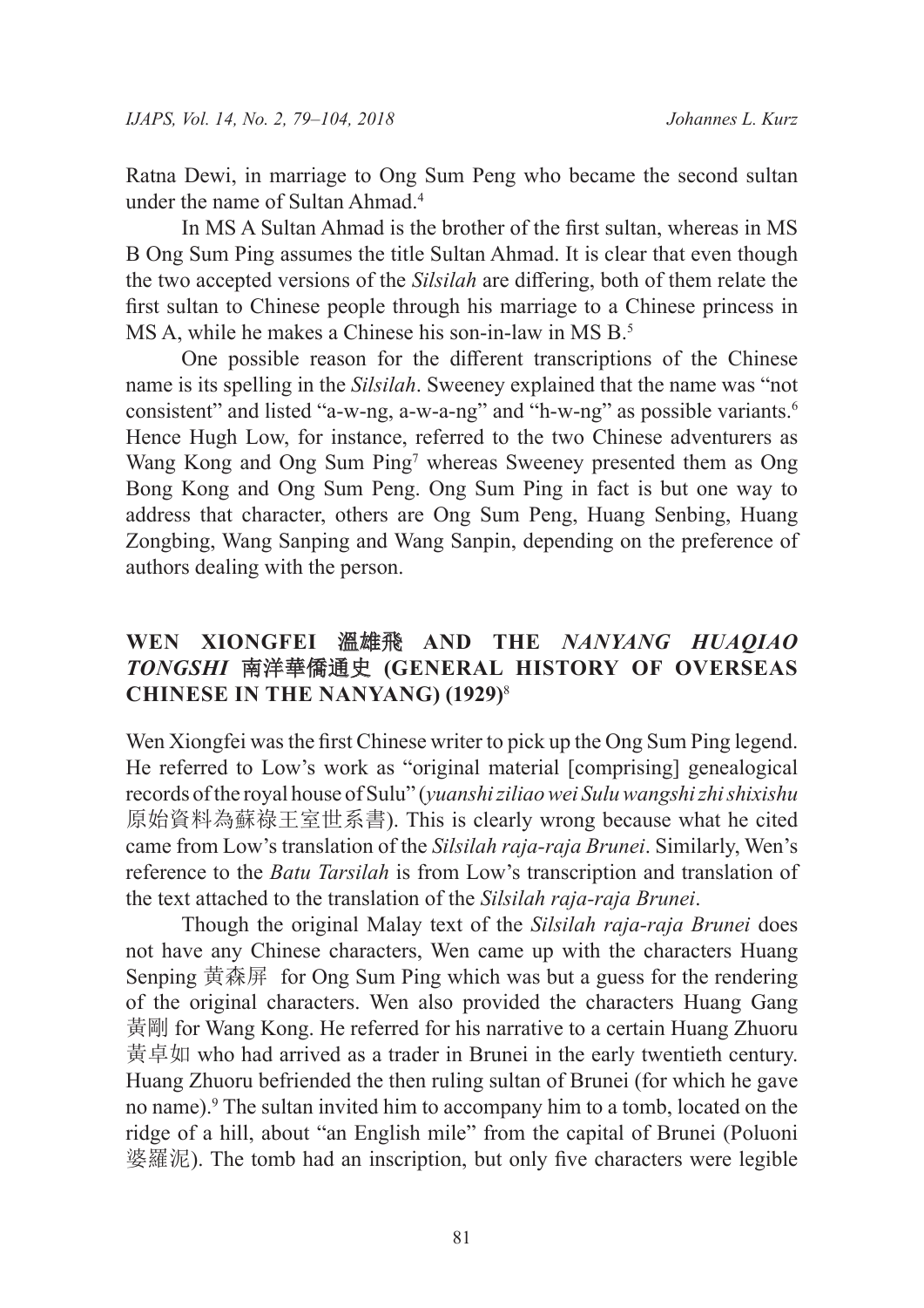Ratna Dewi, in marriage to Ong Sum Peng who became the second sultan under the name of Sultan Ahmad.[4]

In MS A Sultan Ahmad is the brother of the first sultan, whereas in MS B Ong Sum Ping assumes the title Sultan Ahmad. It is clear that even though the two accepted versions of the *Silsilah* are differing, both of them relate the first sultan to Chinese people through his marriage to a Chinese princess in MS A, while he makes a Chinese his son-in-law in MS B.[5]

One possible reason for the different transcriptions of the Chinese name is its spelling in the *Silsilah*. Sweeney explained that the name was "not consistent" and listed "a-w-ng, a-w-a-ng" and "h-w-ng" as possible variants.[6] Hence Hugh Low, for instance, referred to the two Chinese adventurers as Wang Kong and Ong Sum Ping[7] whereas Sweeney presented them as Ong Bong Kong and Ong Sum Peng. Ong Sum Ping in fact is but one way to address that character, others are Ong Sum Peng, Huang Senbing, Huang Zongbing, Wang Sanping and Wang Sanpin, depending on the preference of authors dealing with the person.

## WEN XIONGFEI 溫雄飛 AND THE *NANYANG HUAQIAO TONGSHI* 南洋華僑通史 (GENERAL HISTORY OF OVERSEAS CHINESE IN THE NANYANG) (1929)[8]

Wen Xiongfei was the first Chinese writer to pick up the Ong Sum Ping legend. He referred to Low's work as "original material [comprising] genealogical records of the royal house of Sulu" (*yuanshi ziliao wei Sulu wangshi zhi shixishu* 原始資料為蘇祿王室世系書). This is clearly wrong because what he cited came from Low's translation of the *Silsilah raja-raja Brunei*. Similarly, Wen's reference to the *Batu Tarsilah* is from Low's transcription and translation of the text attached to the translation of the *Silsilah raja-raja Brunei*.

Though the original Malay text of the *Silsilah raja-raja Brunei* does not have any Chinese characters, Wen came up with the characters Huang Senping 黃森屏 for Ong Sum Ping which was but a guess for the rendering of the original characters. Wen also provided the characters Huang Gang 黃剛 for Wang Kong. He referred for his narrative to a certain Huang Zhuoru 黃卓如 who had arrived as a trader in Brunei in the early twentieth century. Huang Zhuoru befriended the then ruling sultan of Brunei (for which he gave no name).[9] The sultan invited him to accompany him to a tomb, located on the ridge of a hill, about "an English mile" from the capital of Brunei (Poluoni 婆羅泥). The tomb had an inscription, but only five characters were legible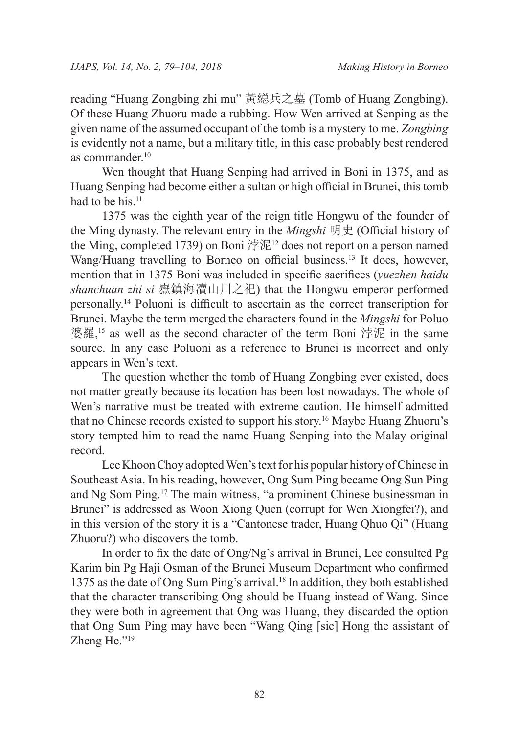reading "Huang Zongbing zhi mu" 黃総兵之墓 (Tomb of Huang Zongbing). Of these Huang Zhuoru made a rubbing. How Wen arrived at Senping as the given name of the assumed occupant of the tomb is a mystery to me. *Zongbing* is evidently not a name, but a military title, in this case probably best rendered as commander.[10]

Wen thought that Huang Senping had arrived in Boni in 1375, and as Huang Senping had become either a sultan or high official in Brunei, this tomb had to be his.[11]

1375 was the eighth year of the reign title Hongwu of the founder of the Ming dynasty. The relevant entry in the *Mingshi* 明史 (Official history of the Ming, completed 1739) on Boni 浡泥[12] does not report on a person named Wang/Huang travelling to Borneo on official business.[13] It does, however, mention that in 1375 Boni was included in specific sacrifices (*yuezhen haidu shanchuan zhi si* 嶽鎮海瀆山川之祀) that the Hongwu emperor performed personally.[14] Poluoni is difficult to ascertain as the correct transcription for Brunei. Maybe the term merged the characters found in the *Mingshi* for Poluo 婆羅,[15] as well as the second character of the term Boni 浡泥 in the same source. In any case Poluoni as a reference to Brunei is incorrect and only appears in Wen's text.

The question whether the tomb of Huang Zongbing ever existed, does not matter greatly because its location has been lost nowadays. The whole of Wen's narrative must be treated with extreme caution. He himself admitted that no Chinese records existed to support his story.[16] Maybe Huang Zhuoru's story tempted him to read the name Huang Senping into the Malay original record.

Lee Khoon Choy adopted Wen's text for his popular history of Chinese in Southeast Asia. In his reading, however, Ong Sum Ping became Ong Sun Ping and Ng Som Ping.[17] The main witness, "a prominent Chinese businessman in Brunei" is addressed as Woon Xiong Quen (corrupt for Wen Xiongfei?), and in this version of the story it is a "Cantonese trader, Huang Qhuo Qi" (Huang Zhuoru?) who discovers the tomb.

In order to fix the date of Ong/Ng's arrival in Brunei, Lee consulted Pg Karim bin Pg Haji Osman of the Brunei Museum Department who confirmed 1375 as the date of Ong Sum Ping's arrival.[18] In addition, they both established that the character transcribing Ong should be Huang instead of Wang. Since they were both in agreement that Ong was Huang, they discarded the option that Ong Sum Ping may have been "Wang Qing [sic] Hong the assistant of Zheng He."[19]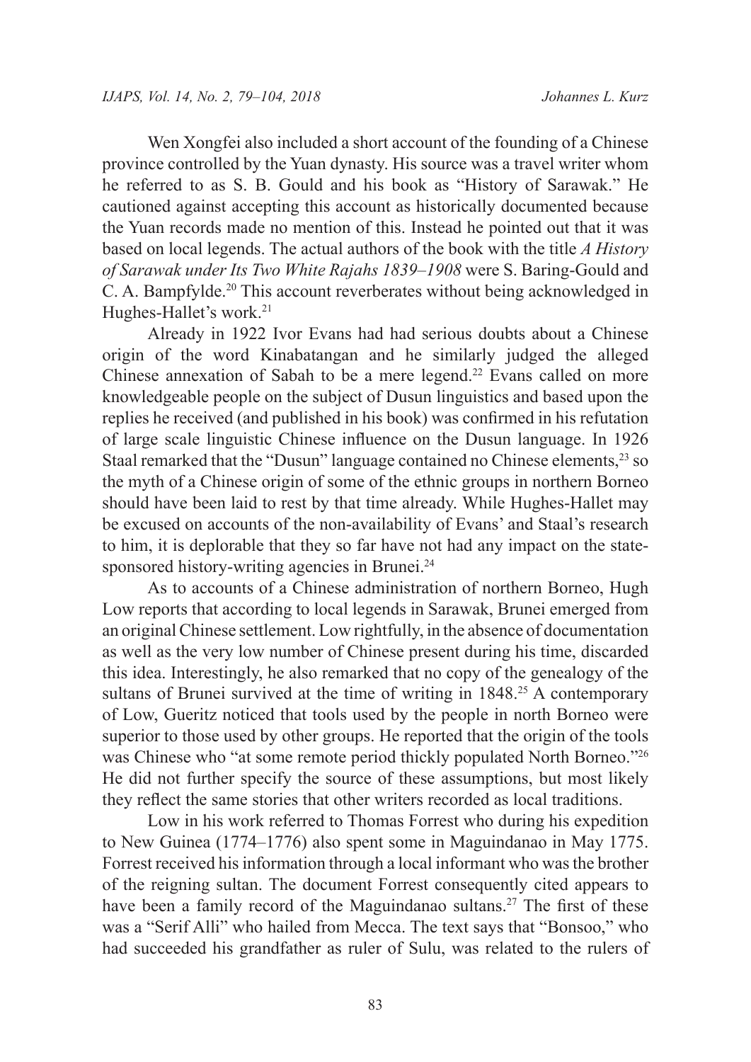Wen Xongfei also included a short account of the founding of a Chinese province controlled by the Yuan dynasty. His source was a travel writer whom he referred to as S. B. Gould and his book as "History of Sarawak." He cautioned against accepting this account as historically documented because the Yuan records made no mention of this. Instead he pointed out that it was based on local legends. The actual authors of the book with the title *A History of Sarawak under Its Two White Rajahs 1839–1908* were S. Baring-Gould and C. A. Bampfylde.[20] This account reverberates without being acknowledged in Hughes-Hallet's work.[21]

Already in 1922 Ivor Evans had had serious doubts about a Chinese origin of the word Kinabatangan and he similarly judged the alleged Chinese annexation of Sabah to be a mere legend.[22] Evans called on more knowledgeable people on the subject of Dusun linguistics and based upon the replies he received (and published in his book) was confirmed in his refutation of large scale linguistic Chinese influence on the Dusun language. In 1926 Staal remarked that the "Dusun" language contained no Chinese elements,[23] so the myth of a Chinese origin of some of the ethnic groups in northern Borneo should have been laid to rest by that time already. While Hughes-Hallet may be excused on accounts of the non-availability of Evans' and Staal's research to him, it is deplorable that they so far have not had any impact on the state-sponsored history-writing agencies in Brunei.[24]

As to accounts of a Chinese administration of northern Borneo, Hugh Low reports that according to local legends in Sarawak, Brunei emerged from an original Chinese settlement. Low rightfully, in the absence of documentation as well as the very low number of Chinese present during his time, discarded this idea. Interestingly, he also remarked that no copy of the genealogy of the sultans of Brunei survived at the time of writing in 1848.[25] A contemporary of Low, Gueritz noticed that tools used by the people in north Borneo were superior to those used by other groups. He reported that the origin of the tools was Chinese who "at some remote period thickly populated North Borneo."[26] He did not further specify the source of these assumptions, but most likely they reflect the same stories that other writers recorded as local traditions.

Low in his work referred to Thomas Forrest who during his expedition to New Guinea (1774–1776) also spent some in Maguindanao in May 1775. Forrest received his information through a local informant who was the brother of the reigning sultan. The document Forrest consequently cited appears to have been a family record of the Maguindanao sultans.[27] The first of these was a "Serif Alli" who hailed from Mecca. The text says that "Bonsoo," who had succeeded his grandfather as ruler of Sulu, was related to the rulers of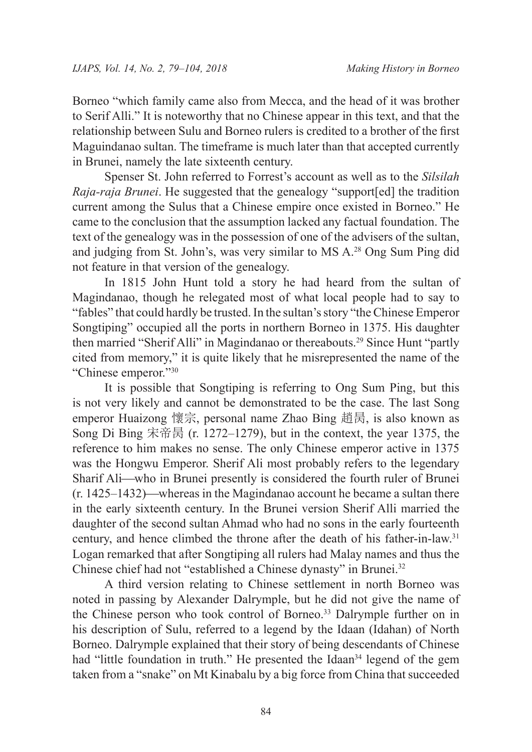Borneo "which family came also from Mecca, and the head of it was brother to Serif Alli." It is noteworthy that no Chinese appear in this text, and that the relationship between Sulu and Borneo rulers is credited to a brother of the first Maguindanao sultan. The timeframe is much later than that accepted currently in Brunei, namely the late sixteenth century.

Spenser St. John referred to Forrest's account as well as to the *Silsilah Raja-raja Brunei*. He suggested that the genealogy "support[ed] the tradition current among the Sulus that a Chinese empire once existed in Borneo." He came to the conclusion that the assumption lacked any factual foundation. The text of the genealogy was in the possession of one of the advisers of the sultan, and judging from St. John's, was very similar to MS A.[28] Ong Sum Ping did not feature in that version of the genealogy.

In 1815 John Hunt told a story he had heard from the sultan of Magindanao, though he relegated most of what local people had to say to "fables" that could hardly be trusted. In the sultan's story "the Chinese Emperor Songtiping" occupied all the ports in northern Borneo in 1375. His daughter then married "Sherif Alli" in Magindanao or thereabouts.[29] Since Hunt "partly cited from memory," it is quite likely that he misrepresented the name of the "Chinese emperor."[30]

It is possible that Songtiping is referring to Ong Sum Ping, but this is not very likely and cannot be demonstrated to be the case. The last Song emperor Huaizong 懷宗, personal name Zhao Bing 趙昺, is also known as Song Di Bing 宋帝昺 (r. 1272–1279), but in the context, the year 1375, the reference to him makes no sense. The only Chinese emperor active in 1375 was the Hongwu Emperor. Sherif Ali most probably refers to the legendary Sharif Ali—who in Brunei presently is considered the fourth ruler of Brunei (r. 1425–1432)—whereas in the Magindanao account he became a sultan there in the early sixteenth century. In the Brunei version Sherif Alli married the daughter of the second sultan Ahmad who had no sons in the early fourteenth century, and hence climbed the throne after the death of his father-in-law.[31] Logan remarked that after Songtiping all rulers had Malay names and thus the Chinese chief had not "established a Chinese dynasty" in Brunei.[32]

A third version relating to Chinese settlement in north Borneo was noted in passing by Alexander Dalrymple, but he did not give the name of the Chinese person who took control of Borneo.[33] Dalrymple further on in his description of Sulu, referred to a legend by the Idaan (Idahan) of North Borneo. Dalrymple explained that their story of being descendants of Chinese had "little foundation in truth." He presented the Idaan[34] legend of the gem taken from a "snake" on Mt Kinabalu by a big force from China that succeeded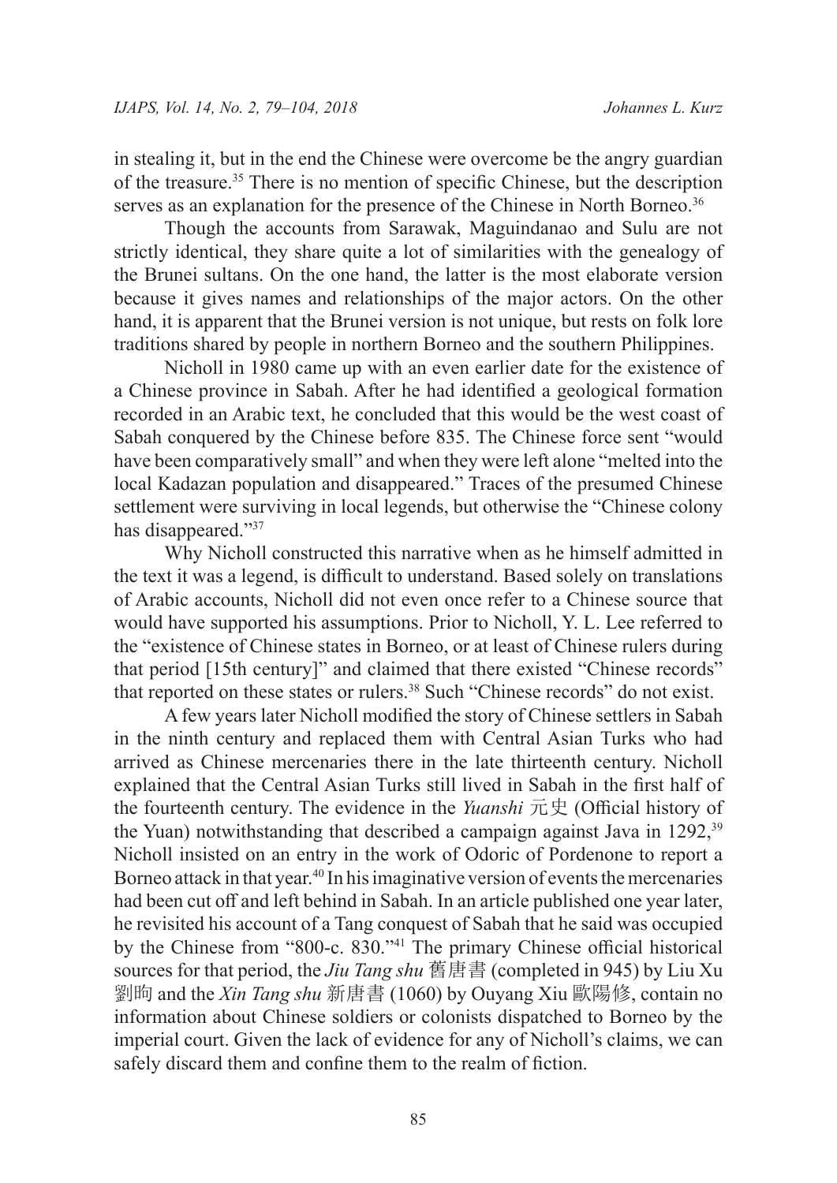in stealing it, but in the end the Chinese were overcome be the angry guardian of the treasure.[35] There is no mention of specific Chinese, but the description serves as an explanation for the presence of the Chinese in North Borneo.[36]

Though the accounts from Sarawak, Maguindanao and Sulu are not strictly identical, they share quite a lot of similarities with the genealogy of the Brunei sultans. On the one hand, the latter is the most elaborate version because it gives names and relationships of the major actors. On the other hand, it is apparent that the Brunei version is not unique, but rests on folk lore traditions shared by people in northern Borneo and the southern Philippines.

Nicholl in 1980 came up with an even earlier date for the existence of a Chinese province in Sabah. After he had identified a geological formation recorded in an Arabic text, he concluded that this would be the west coast of Sabah conquered by the Chinese before 835. The Chinese force sent "would have been comparatively small" and when they were left alone "melted into the local Kadazan population and disappeared." Traces of the presumed Chinese settlement were surviving in local legends, but otherwise the "Chinese colony has disappeared."[37]

Why Nicholl constructed this narrative when as he himself admitted in the text it was a legend, is difficult to understand. Based solely on translations of Arabic accounts, Nicholl did not even once refer to a Chinese source that would have supported his assumptions. Prior to Nicholl, Y. L. Lee referred to the "existence of Chinese states in Borneo, or at least of Chinese rulers during that period [15th century]" and claimed that there existed "Chinese records" that reported on these states or rulers.[38] Such "Chinese records" do not exist.

A few years later Nicholl modified the story of Chinese settlers in Sabah in the ninth century and replaced them with Central Asian Turks who had arrived as Chinese mercenaries there in the late thirteenth century. Nicholl explained that the Central Asian Turks still lived in Sabah in the first half of the fourteenth century. The evidence in the *Yuanshi* 元史 (Official history of the Yuan) notwithstanding that described a campaign against Java in 1292,[39] Nicholl insisted on an entry in the work of Odoric of Pordenone to report a Borneo attack in that year.[40] In his imaginative version of events the mercenaries had been cut off and left behind in Sabah. In an article published one year later, he revisited his account of a Tang conquest of Sabah that he said was occupied by the Chinese from "800-c. 830."[41] The primary Chinese official historical sources for that period, the *Jiu Tang shu* 舊唐書 (completed in 945) by Liu Xu 劉昫 and the *Xin Tang shu* 新唐書 (1060) by Ouyang Xiu 歐陽修, contain no information about Chinese soldiers or colonists dispatched to Borneo by the imperial court. Given the lack of evidence for any of Nicholl's claims, we can safely discard them and confine them to the realm of fiction.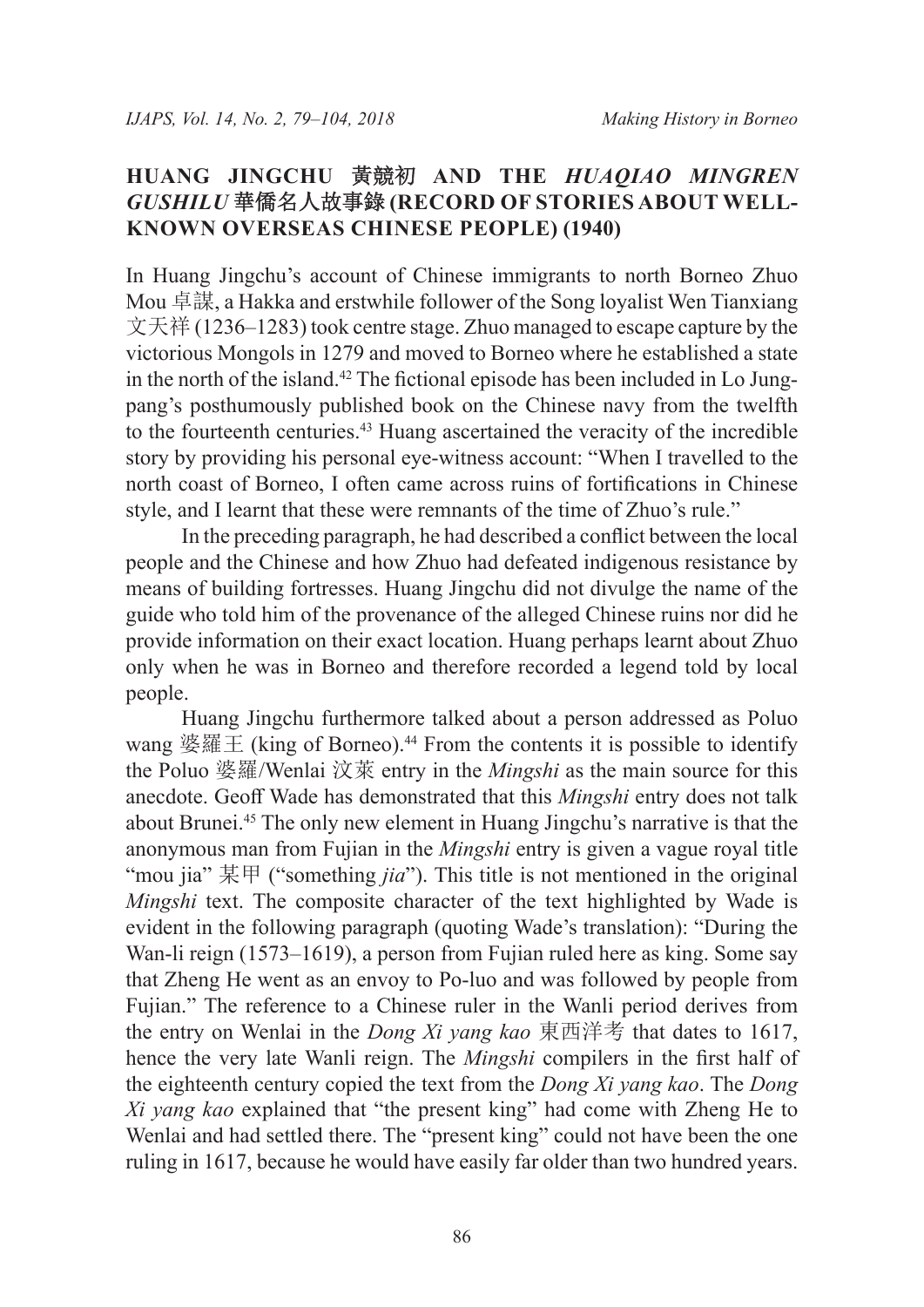## HUANG JINGCHU 黃競初 AND THE *HUAQIAO MINGREN GUSHILU* 華僑名人故事錄 (RECORD OF STORIES ABOUT WELL-KNOWN OVERSEAS CHINESE PEOPLE) (1940)

In Huang Jingchu's account of Chinese immigrants to north Borneo Zhuo Mou 卓謀, a Hakka and erstwhile follower of the Song loyalist Wen Tianxiang 文天祥 (1236–1283) took centre stage. Zhuo managed to escape capture by the victorious Mongols in 1279 and moved to Borneo where he established a state in the north of the island.[42] The fictional episode has been included in Lo Jung-pang's posthumously published book on the Chinese navy from the twelfth to the fourteenth centuries.[43] Huang ascertained the veracity of the incredible story by providing his personal eye-witness account: "When I travelled to the north coast of Borneo, I often came across ruins of fortifications in Chinese style, and I learnt that these were remnants of the time of Zhuo's rule."

In the preceding paragraph, he had described a conflict between the local people and the Chinese and how Zhuo had defeated indigenous resistance by means of building fortresses. Huang Jingchu did not divulge the name of the guide who told him of the provenance of the alleged Chinese ruins nor did he provide information on their exact location. Huang perhaps learnt about Zhuo only when he was in Borneo and therefore recorded a legend told by local people.

Huang Jingchu furthermore talked about a person addressed as Poluo wang 婆羅王 (king of Borneo).[44] From the contents it is possible to identify the Poluo 婆羅/Wenlai 汶萊 entry in the *Mingshi* as the main source for this anecdote. Geoff Wade has demonstrated that this *Mingshi* entry does not talk about Brunei.[45] The only new element in Huang Jingchu's narrative is that the anonymous man from Fujian in the *Mingshi* entry is given a vague royal title "mou jia" 某甲 ("something *jia*"). This title is not mentioned in the original *Mingshi* text. The composite character of the text highlighted by Wade is evident in the following paragraph (quoting Wade's translation): "During the Wan-li reign (1573–1619), a person from Fujian ruled here as king. Some say that Zheng He went as an envoy to Po-luo and was followed by people from Fujian." The reference to a Chinese ruler in the Wanli period derives from the entry on Wenlai in the *Dong Xi yang kao* 東西洋考 that dates to 1617, hence the very late Wanli reign. The *Mingshi* compilers in the first half of the eighteenth century copied the text from the *Dong Xi yang kao*. The *Dong Xi yang kao* explained that "the present king" had come with Zheng He to Wenlai and had settled there. The "present king" could not have been the one ruling in 1617, because he would have easily far older than two hundred years.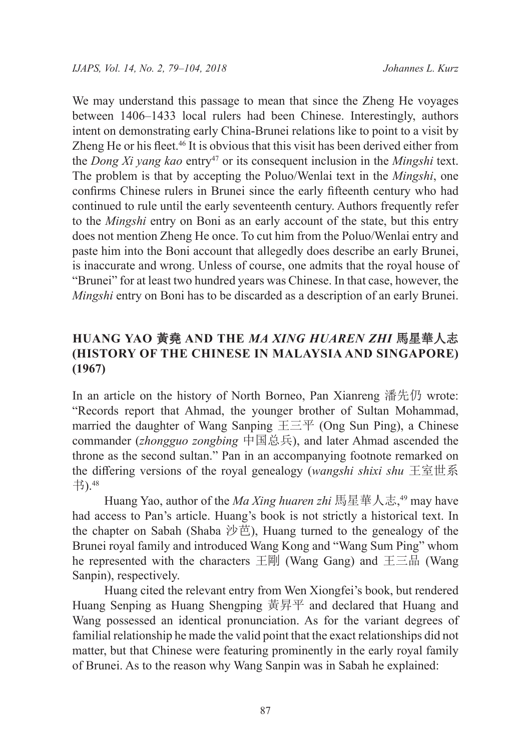We may understand this passage to mean that since the Zheng He voyages between 1406–1433 local rulers had been Chinese. Interestingly, authors intent on demonstrating early China-Brunei relations like to point to a visit by Zheng He or his fleet.[46] It is obvious that this visit has been derived either from the *Dong Xi yang kao* entry[47] or its consequent inclusion in the *Mingshi* text. The problem is that by accepting the Poluo/Wenlai text in the *Mingshi*, one confirms Chinese rulers in Brunei since the early fifteenth century who had continued to rule until the early seventeenth century. Authors frequently refer to the *Mingshi* entry on Boni as an early account of the state, but this entry does not mention Zheng He once. To cut him from the Poluo/Wenlai entry and paste him into the Boni account that allegedly does describe an early Brunei, is inaccurate and wrong. Unless of course, one admits that the royal house of "Brunei" for at least two hundred years was Chinese. In that case, however, the *Mingshi* entry on Boni has to be discarded as a description of an early Brunei.

## HUANG YAO 黄堯 AND THE *MA XING HUAREN ZHI* 馬星華人志 (HISTORY OF THE CHINESE IN MALAYSIA AND SINGAPORE) (1967)

In an article on the history of North Borneo, Pan Xianreng 潘先仍 wrote: "Records report that Ahmad, the younger brother of Sultan Mohammad, married the daughter of Wang Sanping 王三平 (Ong Sun Ping), a Chinese commander (*zhongguo zongbing* 中国总兵), and later Ahmad ascended the throne as the second sultan." Pan in an accompanying footnote remarked on the differing versions of the royal genealogy (*wangshi shixi shu* 王室世系书).[48]

Huang Yao, author of the *Ma Xing huaren zhi* 馬星華人志,[49] may have had access to Pan's article. Huang's book is not strictly a historical text. In the chapter on Sabah (Shaba 沙芭), Huang turned to the genealogy of the Brunei royal family and introduced Wang Kong and "Wang Sum Ping" whom he represented with the characters 王剛 (Wang Gang) and 王三品 (Wang Sanpin), respectively.

Huang cited the relevant entry from Wen Xiongfei's book, but rendered Huang Senping as Huang Shengping 黃昇平 and declared that Huang and Wang possessed an identical pronunciation. As for the variant degrees of familial relationship he made the valid point that the exact relationships did not matter, but that Chinese were featuring prominently in the early royal family of Brunei. As to the reason why Wang Sanpin was in Sabah he explained: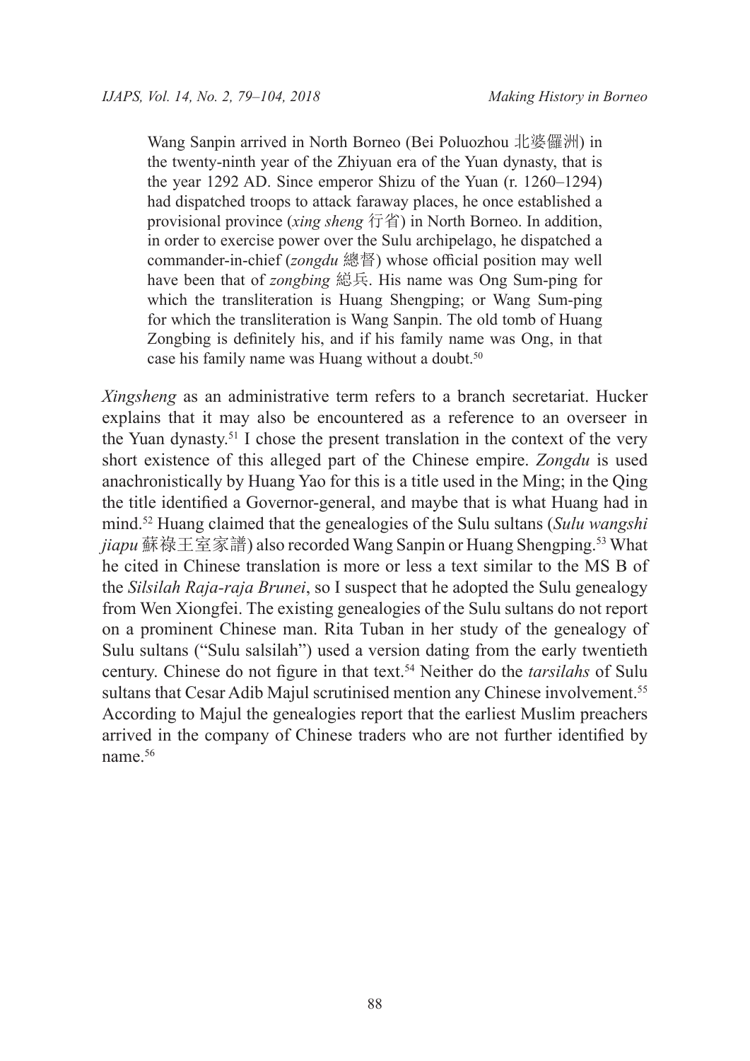> Wang Sanpin arrived in North Borneo (Bei Poluozhou 北婆儸洲) in the twenty-ninth year of the Zhiyuan era of the Yuan dynasty, that is the year 1292 AD. Since emperor Shizu of the Yuan (r. 1260–1294) had dispatched troops to attack faraway places, he once established a provisional province (*xing sheng* 行省) in North Borneo. In addition, in order to exercise power over the Sulu archipelago, he dispatched a commander-in-chief (*zongdu* 總督) whose official position may well have been that of *zongbing* 総兵. His name was Ong Sum-ping for which the transliteration is Huang Shengping; or Wang Sum-ping for which the transliteration is Wang Sanpin. The old tomb of Huang Zongbing is definitely his, and if his family name was Ong, in that case his family name was Huang without a doubt.[50]

*Xingsheng* as an administrative term refers to a branch secretariat. Hucker explains that it may also be encountered as a reference to an overseer in the Yuan dynasty.[51] I chose the present translation in the context of the very short existence of this alleged part of the Chinese empire. *Zongdu* is used anachronistically by Huang Yao for this is a title used in the Ming; in the Qing the title identified a Governor-general, and maybe that is what Huang had in mind.[52] Huang claimed that the genealogies of the Sulu sultans (*Sulu wangshi jiapu* 蘇祿王室家譜) also recorded Wang Sanpin or Huang Shengping.[53] What he cited in Chinese translation is more or less a text similar to the MS B of the *Silsilah Raja-raja Brunei*, so I suspect that he adopted the Sulu genealogy from Wen Xiongfei. The existing genealogies of the Sulu sultans do not report on a prominent Chinese man. Rita Tuban in her study of the genealogy of Sulu sultans ("Sulu salsilah") used a version dating from the early twentieth century. Chinese do not figure in that text.[54] Neither do the *tarsilahs* of Sulu sultans that Cesar Adib Majul scrutinised mention any Chinese involvement.[55] According to Majul the genealogies report that the earliest Muslim preachers arrived in the company of Chinese traders who are not further identified by name.[56]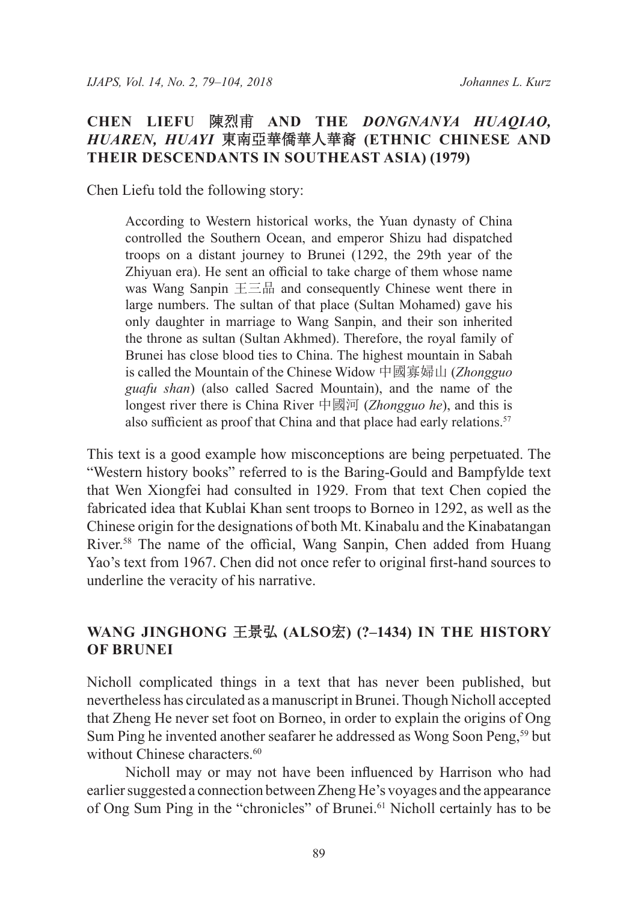## CHEN LIEFU 陳烈甫 AND THE *DONGNANYA HUAQIAO, HUAREN, HUAYI* 東南亞華僑華人華裔 (ETHNIC CHINESE AND THEIR DESCENDANTS IN SOUTHEAST ASIA) (1979)

Chen Liefu told the following story:

> According to Western historical works, the Yuan dynasty of China controlled the Southern Ocean, and emperor Shizu had dispatched troops on a distant journey to Brunei (1292, the 29th year of the Zhiyuan era). He sent an official to take charge of them whose name was Wang Sanpin 王三品 and consequently Chinese went there in large numbers. The sultan of that place (Sultan Mohamed) gave his only daughter in marriage to Wang Sanpin, and their son inherited the throne as sultan (Sultan Akhmed). Therefore, the royal family of Brunei has close blood ties to China. The highest mountain in Sabah is called the Mountain of the Chinese Widow 中國寡婦山 (*Zhongguo guafu shan*) (also called Sacred Mountain), and the name of the longest river there is China River 中國河 (*Zhongguo he*), and this is also sufficient as proof that China and that place had early relations.[57]

This text is a good example how misconceptions are being perpetuated. The "Western history books" referred to is the Baring-Gould and Bampfylde text that Wen Xiongfei had consulted in 1929. From that text Chen copied the fabricated idea that Kublai Khan sent troops to Borneo in 1292, as well as the Chinese origin for the designations of both Mt. Kinabalu and the Kinabatangan River.[58] The name of the official, Wang Sanpin, Chen added from Huang Yao's text from 1967. Chen did not once refer to original first-hand sources to underline the veracity of his narrative.

## WANG JINGHONG 王景弘 (ALSO宏) (?–1434) IN THE HISTORY OF BRUNEI

Nicholl complicated things in a text that has never been published, but nevertheless has circulated as a manuscript in Brunei. Though Nicholl accepted that Zheng He never set foot on Borneo, in order to explain the origins of Ong Sum Ping he invented another seafarer he addressed as Wong Soon Peng,[59] but without Chinese characters.[60]

Nicholl may or may not have been influenced by Harrison who had earlier suggested a connection between Zheng He's voyages and the appearance of Ong Sum Ping in the "chronicles" of Brunei.[61] Nicholl certainly has to be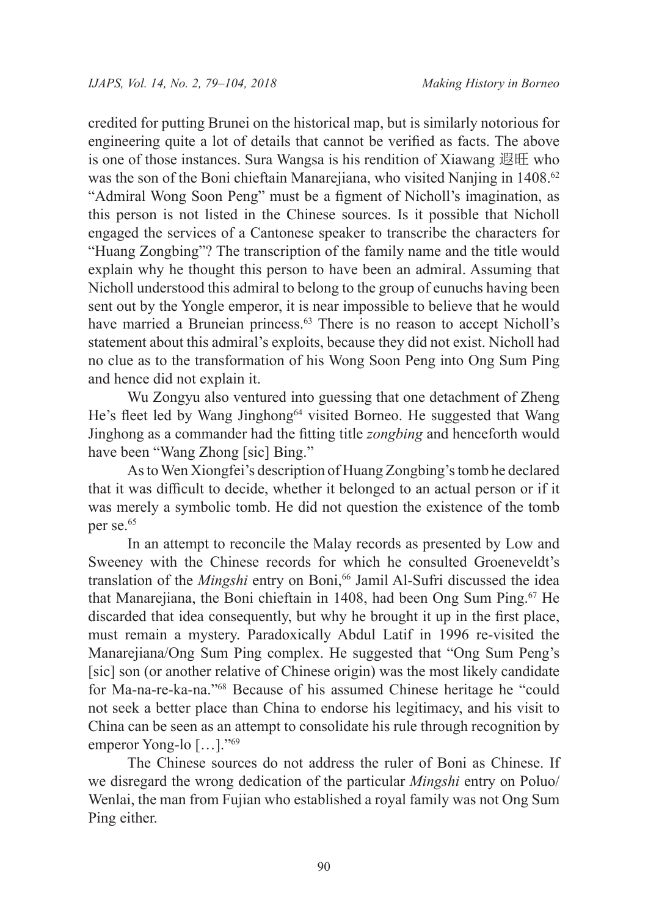credited for putting Brunei on the historical map, but is similarly notorious for engineering quite a lot of details that cannot be verified as facts. The above is one of those instances. Sura Wangsa is his rendition of Xiawang 遐旺 who was the son of the Boni chieftain Manarejiana, who visited Nanjing in 1408.[62] "Admiral Wong Soon Peng" must be a figment of Nicholl's imagination, as this person is not listed in the Chinese sources. Is it possible that Nicholl engaged the services of a Cantonese speaker to transcribe the characters for "Huang Zongbing"? The transcription of the family name and the title would explain why he thought this person to have been an admiral. Assuming that Nicholl understood this admiral to belong to the group of eunuchs having been sent out by the Yongle emperor, it is near impossible to believe that he would have married a Bruneian princess.[63] There is no reason to accept Nicholl's statement about this admiral's exploits, because they did not exist. Nicholl had no clue as to the transformation of his Wong Soon Peng into Ong Sum Ping and hence did not explain it.

Wu Zongyu also ventured into guessing that one detachment of Zheng He's fleet led by Wang Jinghong[64] visited Borneo. He suggested that Wang Jinghong as a commander had the fitting title *zongbing* and henceforth would have been "Wang Zhong [sic] Bing."

As to Wen Xiongfei's description of Huang Zongbing's tomb he declared that it was difficult to decide, whether it belonged to an actual person or if it was merely a symbolic tomb. He did not question the existence of the tomb per se.[65]

In an attempt to reconcile the Malay records as presented by Low and Sweeney with the Chinese records for which he consulted Groeneveldt's translation of the *Mingshi* entry on Boni,[66] Jamil Al-Sufri discussed the idea that Manarejiana, the Boni chieftain in 1408, had been Ong Sum Ping.[67] He discarded that idea consequently, but why he brought it up in the first place, must remain a mystery. Paradoxically Abdul Latif in 1996 re-visited the Manarejiana/Ong Sum Ping complex. He suggested that "Ong Sum Peng's [sic] son (or another relative of Chinese origin) was the most likely candidate for Ma-na-re-ka-na."[68] Because of his assumed Chinese heritage he "could not seek a better place than China to endorse his legitimacy, and his visit to China can be seen as an attempt to consolidate his rule through recognition by emperor Yong-lo […]."[69]

The Chinese sources do not address the ruler of Boni as Chinese. If we disregard the wrong dedication of the particular *Mingshi* entry on Poluo/Wenlai, the man from Fujian who established a royal family was not Ong Sum Ping either.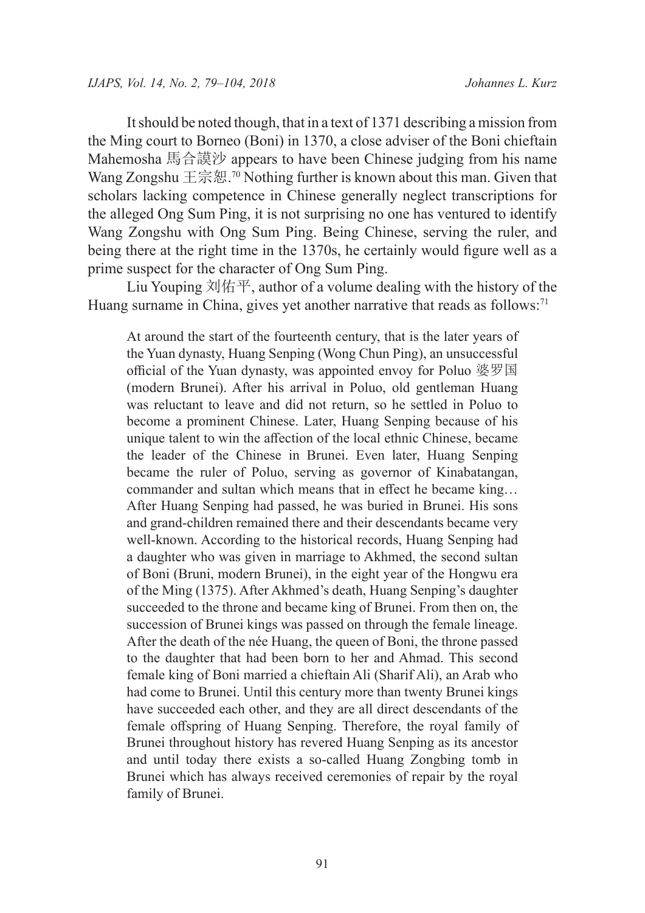It should be noted though, that in a text of 1371 describing a mission from the Ming court to Borneo (Boni) in 1370, a close adviser of the Boni chieftain Mahemosha 馬合謨沙 appears to have been Chinese judging from his name Wang Zongshu 王宗恕.[70] Nothing further is known about this man. Given that scholars lacking competence in Chinese generally neglect transcriptions for the alleged Ong Sum Ping, it is not surprising no one has ventured to identify Wang Zongshu with Ong Sum Ping. Being Chinese, serving the ruler, and being there at the right time in the 1370s, he certainly would figure well as a prime suspect for the character of Ong Sum Ping.

Liu Youping 刘佑平, author of a volume dealing with the history of the Huang surname in China, gives yet another narrative that reads as follows:[71]

> At around the start of the fourteenth century, that is the later years of the Yuan dynasty, Huang Senping (Wong Chun Ping), an unsuccessful official of the Yuan dynasty, was appointed envoy for Poluo 婆罗国 (modern Brunei). After his arrival in Poluo, old gentleman Huang was reluctant to leave and did not return, so he settled in Poluo to become a prominent Chinese. Later, Huang Senping because of his unique talent to win the affection of the local ethnic Chinese, became the leader of the Chinese in Brunei. Even later, Huang Senping became the ruler of Poluo, serving as governor of Kinabatangan, commander and sultan which means that in effect he became king… After Huang Senping had passed, he was buried in Brunei. His sons and grand-children remained there and their descendants became very well-known. According to the historical records, Huang Senping had a daughter who was given in marriage to Akhmed, the second sultan of Boni (Bruni, modern Brunei), in the eight year of the Hongwu era of the Ming (1375). After Akhmed's death, Huang Senping's daughter succeeded to the throne and became king of Brunei. From then on, the succession of Brunei kings was passed on through the female lineage. After the death of the née Huang, the queen of Boni, the throne passed to the daughter that had been born to her and Ahmad. This second female king of Boni married a chieftain Ali (Sharif Ali), an Arab who had come to Brunei. Until this century more than twenty Brunei kings have succeeded each other, and they are all direct descendants of the female offspring of Huang Senping. Therefore, the royal family of Brunei throughout history has revered Huang Senping as its ancestor and until today there exists a so-called Huang Zongbing tomb in Brunei which has always received ceremonies of repair by the royal family of Brunei.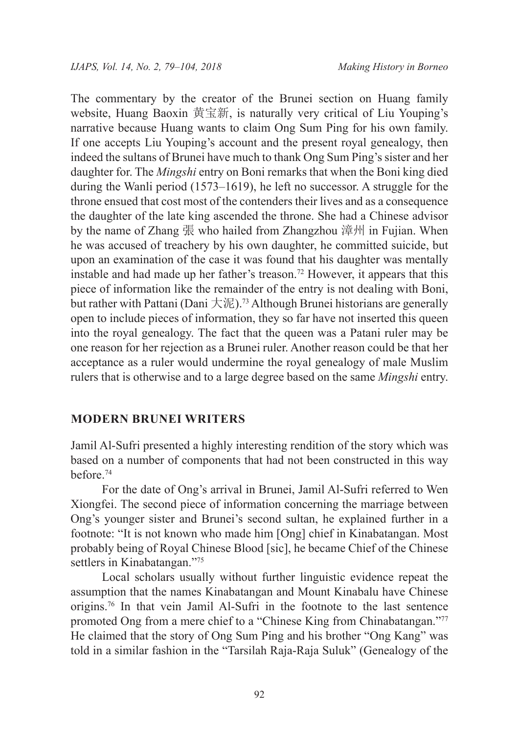The commentary by the creator of the Brunei section on Huang family website, Huang Baoxin 黄宝新, is naturally very critical of Liu Youping's narrative because Huang wants to claim Ong Sum Ping for his own family. If one accepts Liu Youping's account and the present royal genealogy, then indeed the sultans of Brunei have much to thank Ong Sum Ping's sister and her daughter for. The *Mingshi* entry on Boni remarks that when the Boni king died during the Wanli period (1573–1619), he left no successor. A struggle for the throne ensued that cost most of the contenders their lives and as a consequence the daughter of the late king ascended the throne. She had a Chinese advisor by the name of Zhang 張 who hailed from Zhangzhou 漳州 in Fujian. When he was accused of treachery by his own daughter, he committed suicide, but upon an examination of the case it was found that his daughter was mentally instable and had made up her father's treason.[72] However, it appears that this piece of information like the remainder of the entry is not dealing with Boni, but rather with Pattani (Dani 大泥).[73] Although Brunei historians are generally open to include pieces of information, they so far have not inserted this queen into the royal genealogy. The fact that the queen was a Patani ruler may be one reason for her rejection as a Brunei ruler. Another reason could be that her acceptance as a ruler would undermine the royal genealogy of male Muslim rulers that is otherwise and to a large degree based on the same *Mingshi* entry.

## MODERN BRUNEI WRITERS

Jamil Al-Sufri presented a highly interesting rendition of the story which was based on a number of components that had not been constructed in this way before.[74]

For the date of Ong's arrival in Brunei, Jamil Al-Sufri referred to Wen Xiongfei. The second piece of information concerning the marriage between Ong's younger sister and Brunei's second sultan, he explained further in a footnote: "It is not known who made him [Ong] chief in Kinabatangan. Most probably being of Royal Chinese Blood [sic], he became Chief of the Chinese settlers in Kinabatangan."[75]

Local scholars usually without further linguistic evidence repeat the assumption that the names Kinabatangan and Mount Kinabalu have Chinese origins.[76] In that vein Jamil Al-Sufri in the footnote to the last sentence promoted Ong from a mere chief to a "Chinese King from Chinabatangan."[77] He claimed that the story of Ong Sum Ping and his brother "Ong Kang" was told in a similar fashion in the "Tarsilah Raja-Raja Suluk" (Genealogy of the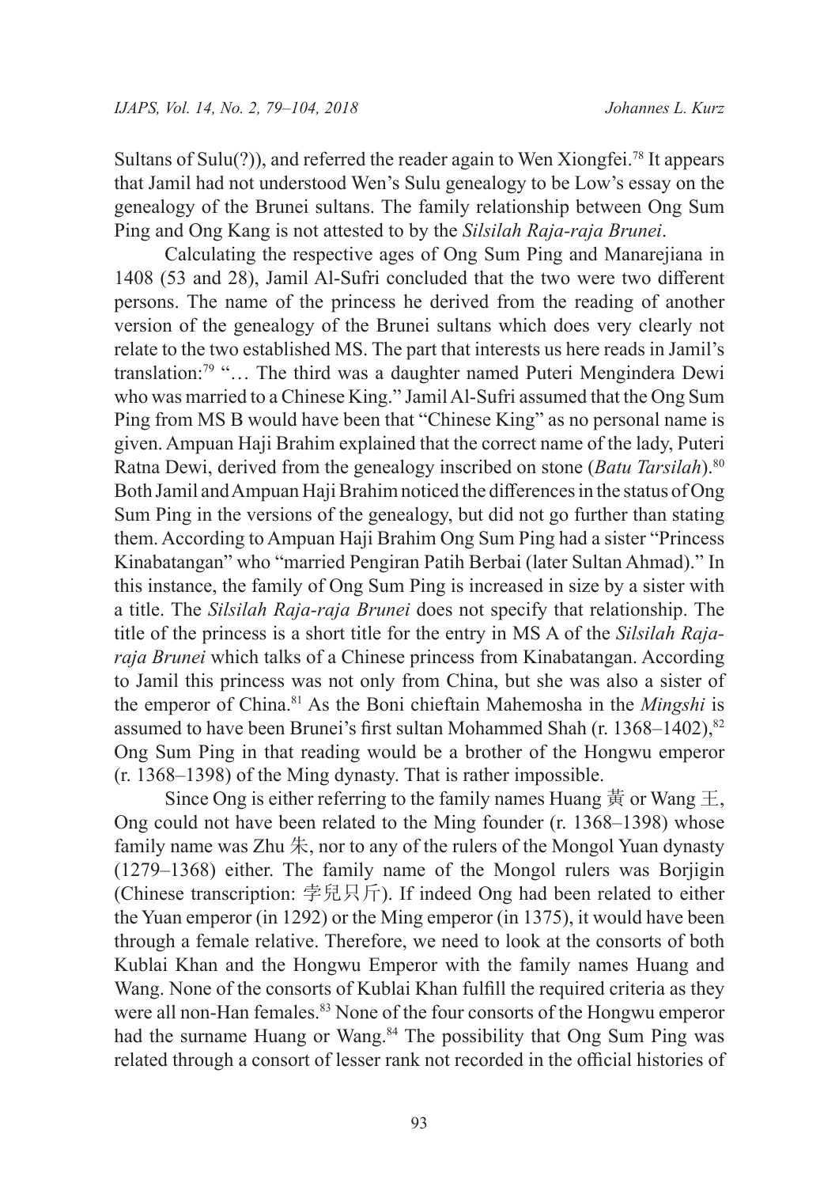Sultans of Sulu(?)), and referred the reader again to Wen Xiongfei.[78] It appears that Jamil had not understood Wen's Sulu genealogy to be Low's essay on the genealogy of the Brunei sultans. The family relationship between Ong Sum Ping and Ong Kang is not attested to by the *Silsilah Raja-raja Brunei*.

Calculating the respective ages of Ong Sum Ping and Manarejiana in 1408 (53 and 28), Jamil Al-Sufri concluded that the two were two different persons. The name of the princess he derived from the reading of another version of the genealogy of the Brunei sultans which does very clearly not relate to the two established MS. The part that interests us here reads in Jamil's translation:[79] "… The third was a daughter named Puteri Mengindera Dewi who was married to a Chinese King." Jamil Al-Sufri assumed that the Ong Sum Ping from MS B would have been that "Chinese King" as no personal name is given. Ampuan Haji Brahim explained that the correct name of the lady, Puteri Ratna Dewi, derived from the genealogy inscribed on stone (*Batu Tarsilah*).[80] Both Jamil and Ampuan Haji Brahim noticed the differences in the status of Ong Sum Ping in the versions of the genealogy, but did not go further than stating them. According to Ampuan Haji Brahim Ong Sum Ping had a sister "Princess Kinabatangan" who "married Pengiran Patih Berbai (later Sultan Ahmad)." In this instance, the family of Ong Sum Ping is increased in size by a sister with a title. The *Silsilah Raja-raja Brunei* does not specify that relationship. The title of the princess is a short title for the entry in MS A of the *Silsilah Raja-raja Brunei* which talks of a Chinese princess from Kinabatangan. According to Jamil this princess was not only from China, but she was also a sister of the emperor of China.[81] As the Boni chieftain Mahemosha in the *Mingshi* is assumed to have been Brunei's first sultan Mohammed Shah (r. 1368–1402),[82] Ong Sum Ping in that reading would be a brother of the Hongwu emperor (r. 1368–1398) of the Ming dynasty. That is rather impossible.

Since Ong is either referring to the family names Huang 黃 or Wang 王, Ong could not have been related to the Ming founder (r. 1368–1398) whose family name was Zhu 朱, nor to any of the rulers of the Mongol Yuan dynasty (1279–1368) either. The family name of the Mongol rulers was Borjigin (Chinese transcription: 孛兒只斤). If indeed Ong had been related to either the Yuan emperor (in 1292) or the Ming emperor (in 1375), it would have been through a female relative. Therefore, we need to look at the consorts of both Kublai Khan and the Hongwu Emperor with the family names Huang and Wang. None of the consorts of Kublai Khan fulfill the required criteria as they were all non-Han females.[83] None of the four consorts of the Hongwu emperor had the surname Huang or Wang.[84] The possibility that Ong Sum Ping was related through a consort of lesser rank not recorded in the official histories of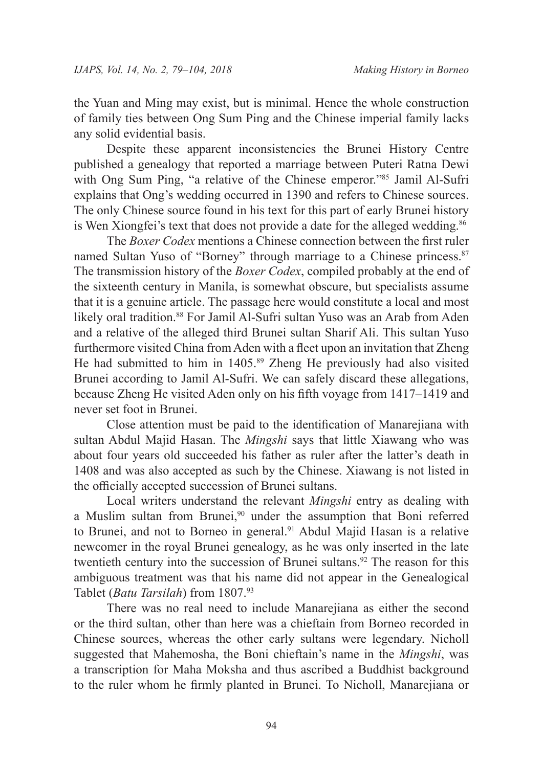the Yuan and Ming may exist, but is minimal. Hence the whole construction of family ties between Ong Sum Ping and the Chinese imperial family lacks any solid evidential basis.

Despite these apparent inconsistencies the Brunei History Centre published a genealogy that reported a marriage between Puteri Ratna Dewi with Ong Sum Ping, "a relative of the Chinese emperor."[85] Jamil Al-Sufri explains that Ong's wedding occurred in 1390 and refers to Chinese sources. The only Chinese source found in his text for this part of early Brunei history is Wen Xiongfei's text that does not provide a date for the alleged wedding.[86]

The *Boxer Codex* mentions a Chinese connection between the first ruler named Sultan Yuso of "Borney" through marriage to a Chinese princess.[87] The transmission history of the *Boxer Codex*, compiled probably at the end of the sixteenth century in Manila, is somewhat obscure, but specialists assume that it is a genuine article. The passage here would constitute a local and most likely oral tradition.[88] For Jamil Al-Sufri sultan Yuso was an Arab from Aden and a relative of the alleged third Brunei sultan Sharif Ali. This sultan Yuso furthermore visited China from Aden with a fleet upon an invitation that Zheng He had submitted to him in 1405.[89] Zheng He previously had also visited Brunei according to Jamil Al-Sufri. We can safely discard these allegations, because Zheng He visited Aden only on his fifth voyage from 1417–1419 and never set foot in Brunei.

Close attention must be paid to the identification of Manarejiana with sultan Abdul Majid Hasan. The *Mingshi* says that little Xiawang who was about four years old succeeded his father as ruler after the latter's death in 1408 and was also accepted as such by the Chinese. Xiawang is not listed in the officially accepted succession of Brunei sultans.

Local writers understand the relevant *Mingshi* entry as dealing with a Muslim sultan from Brunei,[90] under the assumption that Boni referred to Brunei, and not to Borneo in general.[91] Abdul Majid Hasan is a relative newcomer in the royal Brunei genealogy, as he was only inserted in the late twentieth century into the succession of Brunei sultans.[92] The reason for this ambiguous treatment was that his name did not appear in the Genealogical Tablet (*Batu Tarsilah*) from 1807.[93]

There was no real need to include Manarejiana as either the second or the third sultan, other than here was a chieftain from Borneo recorded in Chinese sources, whereas the other early sultans were legendary. Nicholl suggested that Mahemosha, the Boni chieftain's name in the *Mingshi*, was a transcription for Maha Moksha and thus ascribed a Buddhist background to the ruler whom he firmly planted in Brunei. To Nicholl, Manarejiana or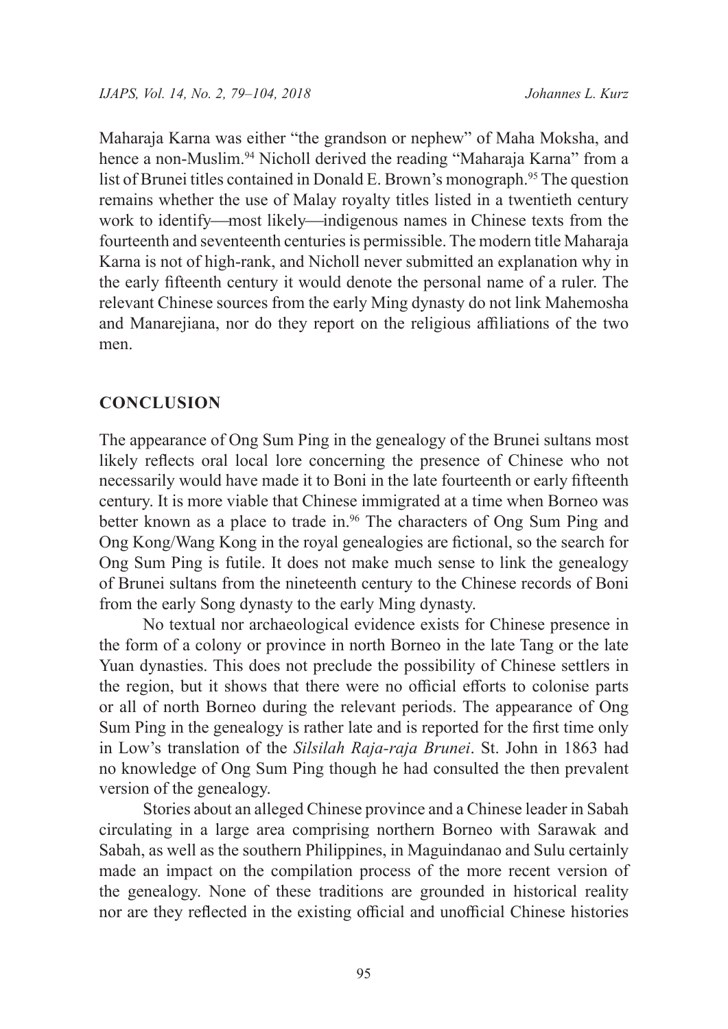Maharaja Karna was either "the grandson or nephew" of Maha Moksha, and hence a non-Muslim.[94] Nicholl derived the reading "Maharaja Karna" from a list of Brunei titles contained in Donald E. Brown's monograph.[95] The question remains whether the use of Malay royalty titles listed in a twentieth century work to identify—most likely—indigenous names in Chinese texts from the fourteenth and seventeenth centuries is permissible. The modern title Maharaja Karna is not of high-rank, and Nicholl never submitted an explanation why in the early fifteenth century it would denote the personal name of a ruler. The relevant Chinese sources from the early Ming dynasty do not link Mahemosha and Manarejiana, nor do they report on the religious affiliations of the two men.

## CONCLUSION

The appearance of Ong Sum Ping in the genealogy of the Brunei sultans most likely reflects oral local lore concerning the presence of Chinese who not necessarily would have made it to Boni in the late fourteenth or early fifteenth century. It is more viable that Chinese immigrated at a time when Borneo was better known as a place to trade in.[96] The characters of Ong Sum Ping and Ong Kong/Wang Kong in the royal genealogies are fictional, so the search for Ong Sum Ping is futile. It does not make much sense to link the genealogy of Brunei sultans from the nineteenth century to the Chinese records of Boni from the early Song dynasty to the early Ming dynasty.

No textual nor archaeological evidence exists for Chinese presence in the form of a colony or province in north Borneo in the late Tang or the late Yuan dynasties. This does not preclude the possibility of Chinese settlers in the region, but it shows that there were no official efforts to colonise parts or all of north Borneo during the relevant periods. The appearance of Ong Sum Ping in the genealogy is rather late and is reported for the first time only in Low's translation of the *Silsilah Raja-raja Brunei*. St. John in 1863 had no knowledge of Ong Sum Ping though he had consulted the then prevalent version of the genealogy.

Stories about an alleged Chinese province and a Chinese leader in Sabah circulating in a large area comprising northern Borneo with Sarawak and Sabah, as well as the southern Philippines, in Maguindanao and Sulu certainly made an impact on the compilation process of the more recent version of the genealogy. None of these traditions are grounded in historical reality nor are they reflected in the existing official and unofficial Chinese histories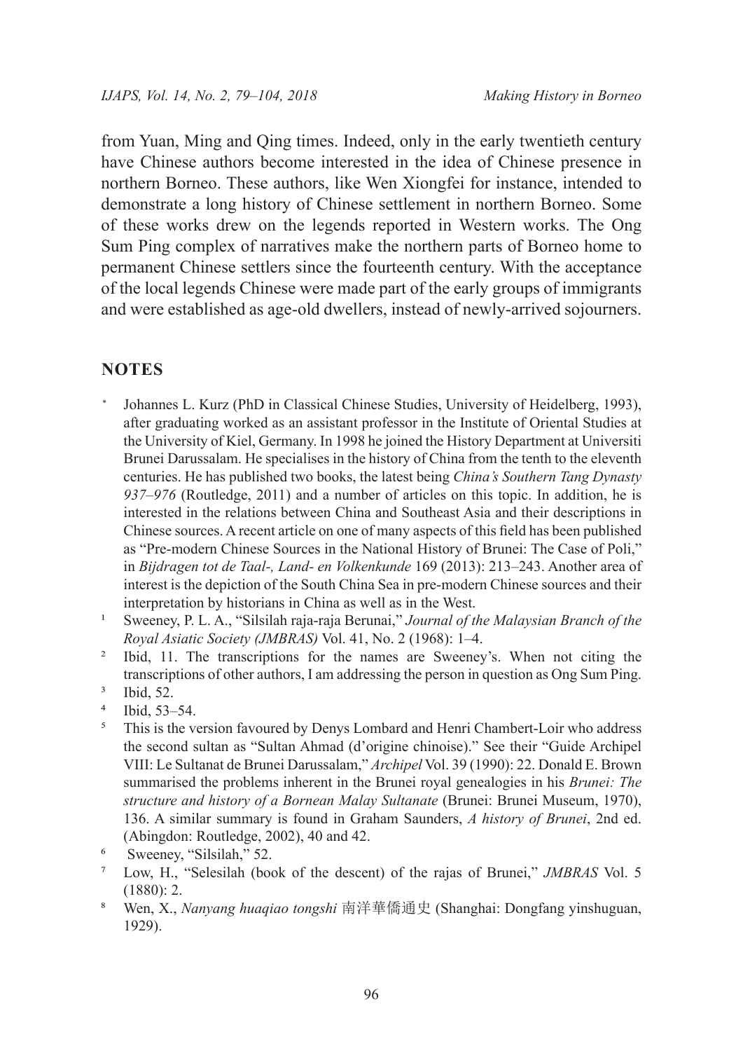from Yuan, Ming and Qing times. Indeed, only in the early twentieth century have Chinese authors become interested in the idea of Chinese presence in northern Borneo. These authors, like Wen Xiongfei for instance, intended to demonstrate a long history of Chinese settlement in northern Borneo. Some of these works drew on the legends reported in Western works. The Ong Sum Ping complex of narratives make the northern parts of Borneo home to permanent Chinese settlers since the fourteenth century. With the acceptance of the local legends Chinese were made part of the early groups of immigrants and were established as age-old dwellers, instead of newly-arrived sojourners.

## NOTES

[*] Johannes L. Kurz (PhD in Classical Chinese Studies, University of Heidelberg, 1993), after graduating worked as an assistant professor in the Institute of Oriental Studies at the University of Kiel, Germany. In 1998 he joined the History Department at Universiti Brunei Darussalam. He specialises in the history of China from the tenth to the eleventh centuries. He has published two books, the latest being *China's Southern Tang Dynasty 937–976* (Routledge, 2011) and a number of articles on this topic. In addition, he is interested in the relations between China and Southeast Asia and their descriptions in Chinese sources. A recent article on one of many aspects of this field has been published as "Pre-modern Chinese Sources in the National History of Brunei: The Case of Poli," in *Bijdragen tot de Taal-, Land- en Volkenkunde* 169 (2013): 213–243. Another area of interest is the depiction of the South China Sea in pre-modern Chinese sources and their interpretation by historians in China as well as in the West.

[1] Sweeney, P. L. A., "Silsilah raja-raja Berunai," *Journal of the Malaysian Branch of the Royal Asiatic Society (JMBRAS)* Vol. 41, No. 2 (1968): 1–4.

[2] Ibid, 11. The transcriptions for the names are Sweeney's. When not citing the transcriptions of other authors, I am addressing the person in question as Ong Sum Ping.

[3] Ibid, 52.

[4] Ibid, 53–54.

[5] This is the version favoured by Denys Lombard and Henri Chambert-Loir who address the second sultan as "Sultan Ahmad (d'origine chinoise)." See their "Guide Archipel VIII: Le Sultanat de Brunei Darussalam," *Archipel* Vol. 39 (1990): 22. Donald E. Brown summarised the problems inherent in the Brunei royal genealogies in his *Brunei: The structure and history of a Bornean Malay Sultanate* (Brunei: Brunei Museum, 1970), 136. A similar summary is found in Graham Saunders, *A history of Brunei*, 2nd ed. (Abingdon: Routledge, 2002), 40 and 42.

[6] Sweeney, "Silsilah," 52.

[7] Low, H., "Selesilah (book of the descent) of the rajas of Brunei," *JMBRAS* Vol. 5 (1880): 2.

[8] Wen, X., *Nanyang huaqiao tongshi* 南洋華僑通史 (Shanghai: Dongfang yinshuguan, 1929).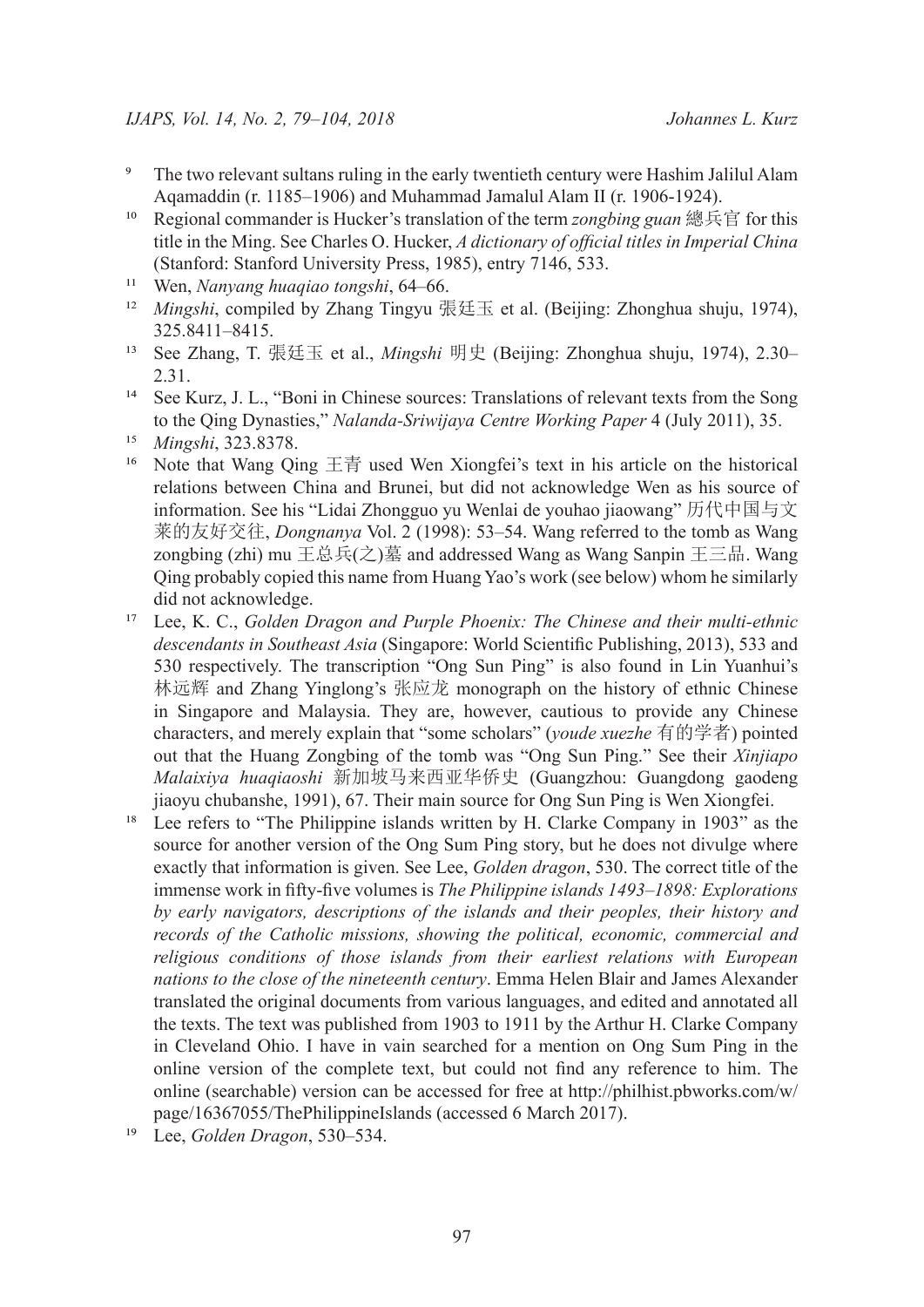[9] The two relevant sultans ruling in the early twentieth century were Hashim Jalilul Alam Aqamaddin (r. 1185–1906) and Muhammad Jamalul Alam II (r. 1906-1924).

[10] Regional commander is Hucker's translation of the term *zongbing guan* 總兵官 for this title in the Ming. See Charles O. Hucker, *A dictionary of official titles in Imperial China* (Stanford: Stanford University Press, 1985), entry 7146, 533.

[11] Wen, *Nanyang huaqiao tongshi*, 64–66.

[12] *Mingshi*, compiled by Zhang Tingyu 張廷玉 et al. (Beijing: Zhonghua shuju, 1974), 325.8411–8415.

[13] See Zhang, T. 張廷玉 et al., *Mingshi* 明史 (Beijing: Zhonghua shuju, 1974), 2.30–2.31.

[14] See Kurz, J. L., "Boni in Chinese sources: Translations of relevant texts from the Song to the Qing Dynasties," *Nalanda-Sriwijaya Centre Working Paper* 4 (July 2011), 35.

[15] *Mingshi*, 323.8378.

[16] Note that Wang Qing 王青 used Wen Xiongfei's text in his article on the historical relations between China and Brunei, but did not acknowledge Wen as his source of information. See his "Lidai Zhongguo yu Wenlai de youhao jiaowang" 历代中国与文莱的友好交往, *Dongnanya* Vol. 2 (1998): 53–54. Wang referred to the tomb as Wang zongbing (zhi) mu 王总兵(之)墓 and addressed Wang as Wang Sanpin 王三品. Wang Qing probably copied this name from Huang Yao's work (see below) whom he similarly did not acknowledge.

[17] Lee, K. C., *Golden Dragon and Purple Phoenix: The Chinese and their multi-ethnic descendants in Southeast Asia* (Singapore: World Scientific Publishing, 2013), 533 and 530 respectively. The transcription "Ong Sun Ping" is also found in Lin Yuanhui's 林远辉 and Zhang Yinglong's 张应龙 monograph on the history of ethnic Chinese in Singapore and Malaysia. They are, however, cautious to provide any Chinese characters, and merely explain that "some scholars" (*youde xuezhe* 有的学者) pointed out that the Huang Zongbing of the tomb was "Ong Sun Ping." See their *Xinjiapo Malaixiya huaqiaoshi* 新加坡马来西亚华侨史 (Guangzhou: Guangdong gaodeng jiaoyu chubanshe, 1991), 67. Their main source for Ong Sun Ping is Wen Xiongfei.

[18] Lee refers to "The Philippine islands written by H. Clarke Company in 1903" as the source for another version of the Ong Sum Ping story, but he does not divulge where exactly that information is given. See Lee, *Golden dragon*, 530. The correct title of the immense work in fifty-five volumes is *The Philippine islands 1493–1898: Explorations by early navigators, descriptions of the islands and their peoples, their history and records of the Catholic missions, showing the political, economic, commercial and religious conditions of those islands from their earliest relations with European nations to the close of the nineteenth century*. Emma Helen Blair and James Alexander translated the original documents from various languages, and edited and annotated all the texts. The text was published from 1903 to 1911 by the Arthur H. Clarke Company in Cleveland Ohio. I have in vain searched for a mention on Ong Sum Ping in the online version of the complete text, but could not find any reference to him. The online (searchable) version can be accessed for free at http://philhist.pbworks.com/w/page/16367055/ThePhilippineIslands (accessed 6 March 2017).

[19] Lee, *Golden Dragon*, 530–534.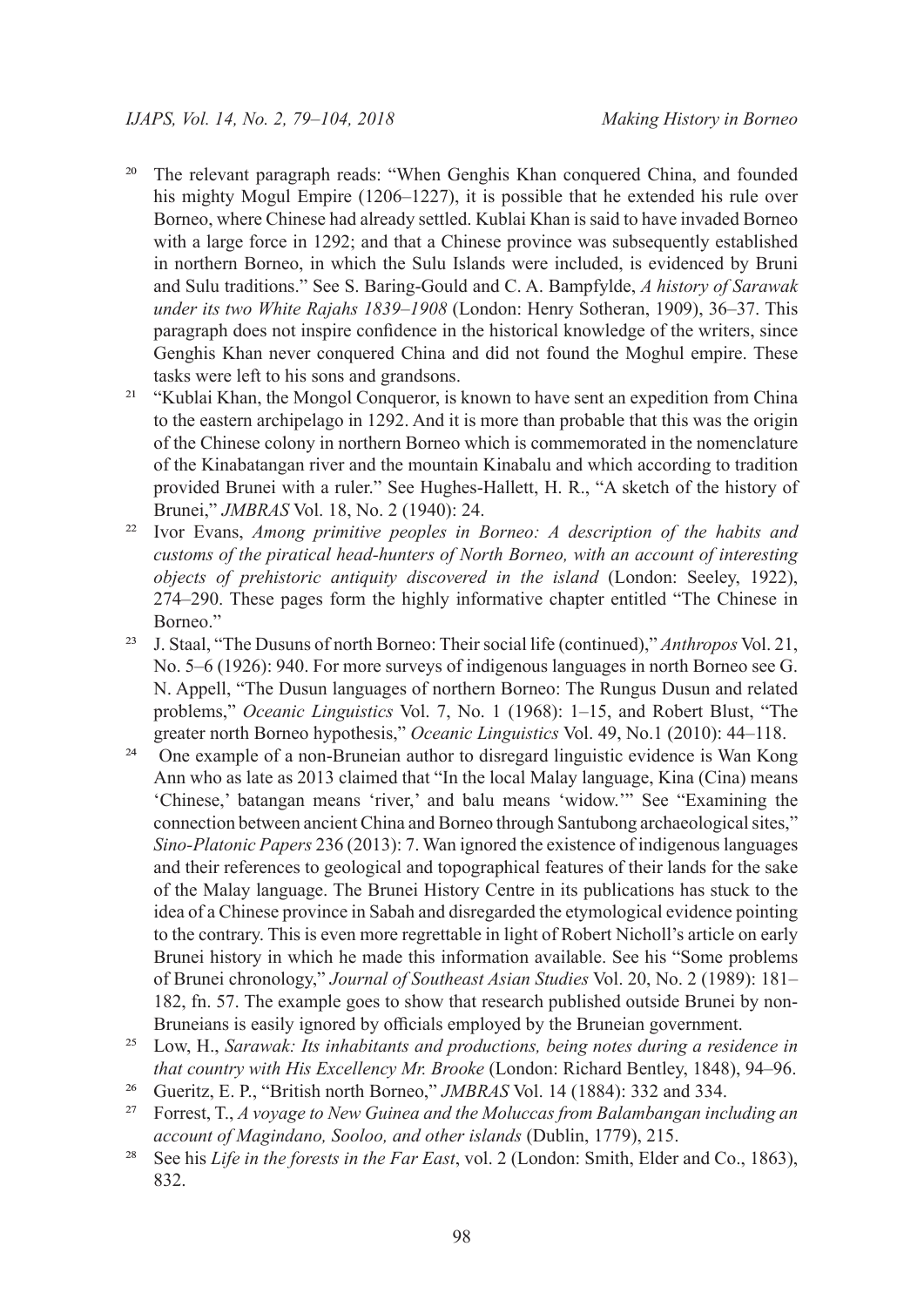[20] The relevant paragraph reads: "When Genghis Khan conquered China, and founded his mighty Mogul Empire (1206–1227), it is possible that he extended his rule over Borneo, where Chinese had already settled. Kublai Khan is said to have invaded Borneo with a large force in 1292; and that a Chinese province was subsequently established in northern Borneo, in which the Sulu Islands were included, is evidenced by Bruni and Sulu traditions." See S. Baring-Gould and C. A. Bampfylde, *A history of Sarawak under its two White Rajahs 1839–1908* (London: Henry Sotheran, 1909), 36–37. This paragraph does not inspire confidence in the historical knowledge of the writers, since Genghis Khan never conquered China and did not found the Moghul empire. These tasks were left to his sons and grandsons.

[21] "Kublai Khan, the Mongol Conqueror, is known to have sent an expedition from China to the eastern archipelago in 1292. And it is more than probable that this was the origin of the Chinese colony in northern Borneo which is commemorated in the nomenclature of the Kinabatangan river and the mountain Kinabalu and which according to tradition provided Brunei with a ruler." See Hughes-Hallett, H. R., "A sketch of the history of Brunei," *JMBRAS* Vol. 18, No. 2 (1940): 24.

[22] Ivor Evans, *Among primitive peoples in Borneo: A description of the habits and customs of the piratical head-hunters of North Borneo, with an account of interesting objects of prehistoric antiquity discovered in the island* (London: Seeley, 1922), 274–290. These pages form the highly informative chapter entitled "The Chinese in Borneo."

[23] J. Staal, "The Dusuns of north Borneo: Their social life (continued)," *Anthropos* Vol. 21, No. 5–6 (1926): 940. For more surveys of indigenous languages in north Borneo see G. N. Appell, "The Dusun languages of northern Borneo: The Rungus Dusun and related problems," *Oceanic Linguistics* Vol. 7, No. 1 (1968): 1–15, and Robert Blust, "The greater north Borneo hypothesis," *Oceanic Linguistics* Vol. 49, No.1 (2010): 44–118.

[24] One example of a non-Bruneian author to disregard linguistic evidence is Wan Kong Ann who as late as 2013 claimed that "In the local Malay language, Kina (Cina) means 'Chinese,' batangan means 'river,' and balu means 'widow.'" See "Examining the connection between ancient China and Borneo through Santubong archaeological sites," *Sino-Platonic Papers* 236 (2013): 7. Wan ignored the existence of indigenous languages and their references to geological and topographical features of their lands for the sake of the Malay language. The Brunei History Centre in its publications has stuck to the idea of a Chinese province in Sabah and disregarded the etymological evidence pointing to the contrary. This is even more regrettable in light of Robert Nicholl's article on early Brunei history in which he made this information available. See his "Some problems of Brunei chronology," *Journal of Southeast Asian Studies* Vol. 20, No. 2 (1989): 181–182, fn. 57. The example goes to show that research published outside Brunei by non-Bruneians is easily ignored by officials employed by the Bruneian government.

[25] Low, H., *Sarawak: Its inhabitants and productions, being notes during a residence in that country with His Excellency Mr. Brooke* (London: Richard Bentley, 1848), 94–96.

[26] Gueritz, E. P., "British north Borneo," *JMBRAS* Vol. 14 (1884): 332 and 334.

[27] Forrest, T., *A voyage to New Guinea and the Moluccas from Balambangan including an account of Magindano, Sooloo, and other islands* (Dublin, 1779), 215.

[28] See his *Life in the forests in the Far East*, vol. 2 (London: Smith, Elder and Co., 1863), 832.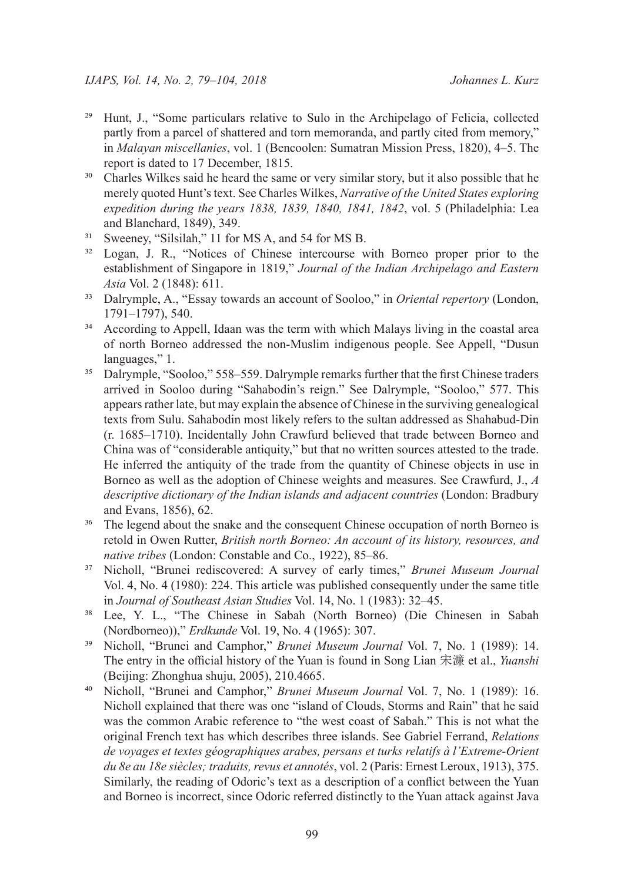[29] Hunt, J., "Some particulars relative to Sulo in the Archipelago of Felicia, collected partly from a parcel of shattered and torn memoranda, and partly cited from memory," in *Malayan miscellanies*, vol. 1 (Bencoolen: Sumatran Mission Press, 1820), 4–5. The report is dated to 17 December, 1815.

[30] Charles Wilkes said he heard the same or very similar story, but it also possible that he merely quoted Hunt's text. See Charles Wilkes, *Narrative of the United States exploring expedition during the years 1838, 1839, 1840, 1841, 1842*, vol. 5 (Philadelphia: Lea and Blanchard, 1849), 349.

[31] Sweeney, "Silsilah," 11 for MS A, and 54 for MS B.

[32] Logan, J. R., "Notices of Chinese intercourse with Borneo proper prior to the establishment of Singapore in 1819," *Journal of the Indian Archipelago and Eastern Asia* Vol. 2 (1848): 611.

[33] Dalrymple, A., "Essay towards an account of Sooloo," in *Oriental repertory* (London, 1791–1797), 540.

[34] According to Appell, Idaan was the term with which Malays living in the coastal area of north Borneo addressed the non-Muslim indigenous people. See Appell, "Dusun languages," 1.

[35] Dalrymple, "Sooloo," 558–559. Dalrymple remarks further that the first Chinese traders arrived in Sooloo during "Sahabodin's reign." See Dalrymple, "Sooloo," 577. This appears rather late, but may explain the absence of Chinese in the surviving genealogical texts from Sulu. Sahabodin most likely refers to the sultan addressed as Shahabud-Din (r. 1685–1710). Incidentally John Crawfurd believed that trade between Borneo and China was of "considerable antiquity," but that no written sources attested to the trade. He inferred the antiquity of the trade from the quantity of Chinese objects in use in Borneo as well as the adoption of Chinese weights and measures. See Crawfurd, J., *A descriptive dictionary of the Indian islands and adjacent countries* (London: Bradbury and Evans, 1856), 62.

[36] The legend about the snake and the consequent Chinese occupation of north Borneo is retold in Owen Rutter, *British north Borneo: An account of its history, resources, and native tribes* (London: Constable and Co., 1922), 85–86.

[37] Nicholl, "Brunei rediscovered: A survey of early times," *Brunei Museum Journal* Vol. 4, No. 4 (1980): 224. This article was published consequently under the same title in *Journal of Southeast Asian Studies* Vol. 14, No. 1 (1983): 32–45.

[38] Lee, Y. L., "The Chinese in Sabah (North Borneo) (Die Chinesen in Sabah (Nordborneo))," *Erdkunde* Vol. 19, No. 4 (1965): 307.

[39] Nicholl, "Brunei and Camphor," *Brunei Museum Journal* Vol. 7, No. 1 (1989): 14. The entry in the official history of the Yuan is found in Song Lian 宋濂 et al., *Yuanshi* (Beijing: Zhonghua shuju, 2005), 210.4665.

[40] Nicholl, "Brunei and Camphor," *Brunei Museum Journal* Vol. 7, No. 1 (1989): 16. Nicholl explained that there was one "island of Clouds, Storms and Rain" that he said was the common Arabic reference to "the west coast of Sabah." This is not what the original French text has which describes three islands. See Gabriel Ferrand, *Relations de voyages et textes géographiques arabes, persans et turks relatifs à l'Extreme-Orient du 8e au 18e siècles; traduits, revus et annotés*, vol. 2 (Paris: Ernest Leroux, 1913), 375. Similarly, the reading of Odoric's text as a description of a conflict between the Yuan and Borneo is incorrect, since Odoric referred distinctly to the Yuan attack against Java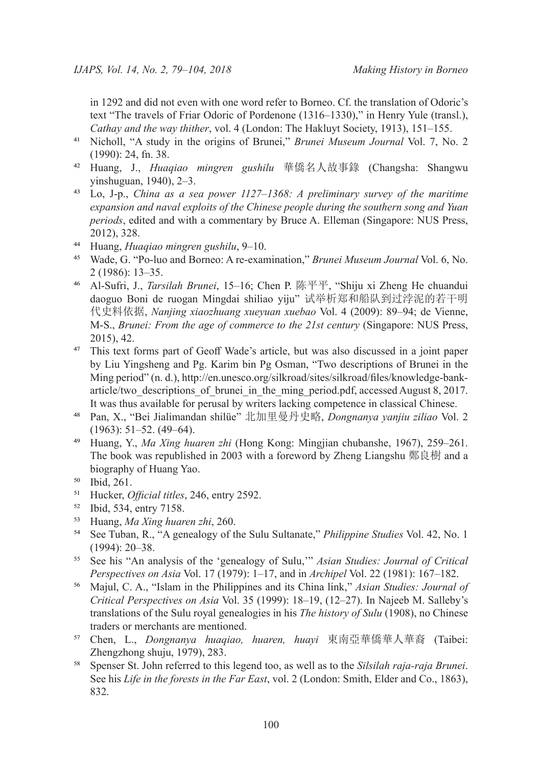in 1292 and did not even with one word refer to Borneo. Cf. the translation of Odoric's text "The travels of Friar Odoric of Pordenone (1316–1330)," in Henry Yule (transl.), *Cathay and the way thither*, vol. 4 (London: The Hakluyt Society, 1913), 151–155.

41 Nicholl, "A study in the origins of Brunei," *Brunei Museum Journal* Vol. 7, No. 2 (1990): 24, fn. 38.

42 Huang, J., *Huaqiao mingren gushilu* 華僑名人故事錄 (Changsha: Shangwu yinshuguan, 1940), 2–3.

43 Lo, J-p., *China as a sea power 1127–1368: A preliminary survey of the maritime expansion and naval exploits of the Chinese people during the southern song and Yuan periods*, edited and with a commentary by Bruce A. Elleman (Singapore: NUS Press, 2012), 328.

44 Huang, *Huaqiao mingren gushilu*, 9–10.

45 Wade, G. "Po-luo and Borneo: A re-examination," *Brunei Museum Journal* Vol. 6, No. 2 (1986): 13–35.

46 Al-Sufri, J., *Tarsilah Brunei*, 15–16; Chen P. 陈平平, "Shiju xi Zheng He chuandui daoguo Boni de ruogan Mingdai shiliao yiju" 试举析郑和船队到过浡泥的若干明代史料依据, *Nanjing xiaozhuang xueyuan xuebao* Vol. 4 (2009): 89–94; de Vienne, M-S., *Brunei: From the age of commerce to the 21st century* (Singapore: NUS Press, 2015), 42.

47 This text forms part of Geoff Wade's article, but was also discussed in a joint paper by Liu Yingsheng and Pg. Karim bin Pg Osman, "Two descriptions of Brunei in the Ming period" (n. d.), http://en.unesco.org/silkroad/sites/silkroad/files/knowledge-bank-article/two_descriptions_of_brunei_in_the_ming_period.pdf, accessed August 8, 2017. It was thus available for perusal by writers lacking competence in classical Chinese.

48 Pan, X., "Bei Jialimandan shilüe" 北加里曼丹史略, *Dongnanya yanjiu ziliao* Vol. 2 (1963): 51–52. (49–64).

49 Huang, Y., *Ma Xing huaren zhi* (Hong Kong: Mingjian chubanshe, 1967), 259–261. The book was republished in 2003 with a foreword by Zheng Liangshu 鄭良樹 and a biography of Huang Yao.

50 Ibid, 261.

51 Hucker, *Official titles*, 246, entry 2592.

52 Ibid, 534, entry 7158.

53 Huang, *Ma Xing huaren zhi*, 260.

54 See Tuban, R., "A genealogy of the Sulu Sultanate," *Philippine Studies* Vol. 42, No. 1 (1994): 20–38.

55 See his "An analysis of the 'genealogy of Sulu,'" *Asian Studies: Journal of Critical Perspectives on Asia* Vol. 17 (1979): 1–17, and in *Archipel* Vol. 22 (1981): 167–182.

56 Majul, C. A., "Islam in the Philippines and its China link," *Asian Studies: Journal of Critical Perspectives on Asia* Vol. 35 (1999): 18–19, (12–27). In Najeeb M. Salleby's translations of the Sulu royal genealogies in his *The history of Sulu* (1908), no Chinese traders or merchants are mentioned.

57 Chen, L., *Dongnanya huaqiao, huaren, huayi* 東南亞華僑華人華裔 (Taibei: Zhengzhong shuju, 1979), 283.

58 Spenser St. John referred to this legend too, as well as to the *Silsilah raja-raja Brunei*. See his *Life in the forests in the Far East*, vol. 2 (London: Smith, Elder and Co., 1863), 832.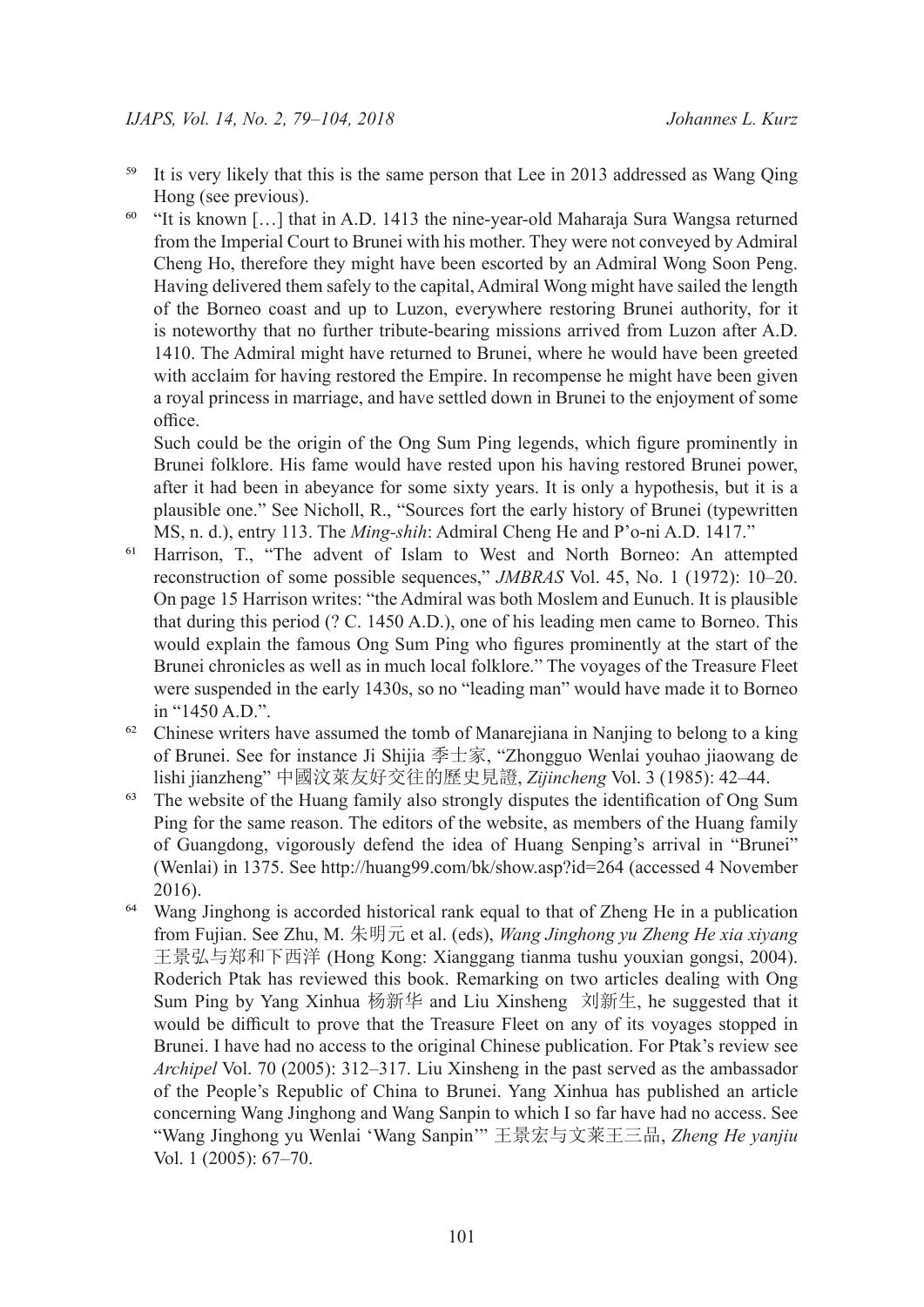[59] It is very likely that this is the same person that Lee in 2013 addressed as Wang Qing Hong (see previous).

[60] "It is known […] that in A.D. 1413 the nine-year-old Maharaja Sura Wangsa returned from the Imperial Court to Brunei with his mother. They were not conveyed by Admiral Cheng Ho, therefore they might have been escorted by an Admiral Wong Soon Peng. Having delivered them safely to the capital, Admiral Wong might have sailed the length of the Borneo coast and up to Luzon, everywhere restoring Brunei authority, for it is noteworthy that no further tribute-bearing missions arrived from Luzon after A.D. 1410. The Admiral might have returned to Brunei, where he would have been greeted with acclaim for having restored the Empire. In recompense he might have been given a royal princess in marriage, and have settled down in Brunei to the enjoyment of some office.
Such could be the origin of the Ong Sum Ping legends, which figure prominently in Brunei folklore. His fame would have rested upon his having restored Brunei power, after it had been in abeyance for some sixty years. It is only a hypothesis, but it is a plausible one." See Nicholl, R., "Sources fort the early history of Brunei (typewritten MS, n. d.), entry 113. The *Ming-shih*: Admiral Cheng He and P'o-ni A.D. 1417."

[61] Harrison, T., "The advent of Islam to West and North Borneo: An attempted reconstruction of some possible sequences," *JMBRAS* Vol. 45, No. 1 (1972): 10–20. On page 15 Harrison writes: "the Admiral was both Moslem and Eunuch. It is plausible that during this period (? C. 1450 A.D.), one of his leading men came to Borneo. This would explain the famous Ong Sum Ping who figures prominently at the start of the Brunei chronicles as well as in much local folklore." The voyages of the Treasure Fleet were suspended in the early 1430s, so no "leading man" would have made it to Borneo in "1450 A.D.".

[62] Chinese writers have assumed the tomb of Manarejiana in Nanjing to belong to a king of Brunei. See for instance Ji Shijia 季士家, "Zhongguo Wenlai youhao jiaowang de lishi jianzheng" 中國汶萊友好交往的歷史見證, *Zijincheng* Vol. 3 (1985): 42–44.

[63] The website of the Huang family also strongly disputes the identification of Ong Sum Ping for the same reason. The editors of the website, as members of the Huang family of Guangdong, vigorously defend the idea of Huang Senping's arrival in "Brunei" (Wenlai) in 1375. See http://huang99.com/bk/show.asp?id=264 (accessed 4 November 2016).

[64] Wang Jinghong is accorded historical rank equal to that of Zheng He in a publication from Fujian. See Zhu, M. 朱明元 et al. (eds), *Wang Jinghong yu Zheng He xia xiyang* 王景弘与郑和下西洋 (Hong Kong: Xianggang tianma tushu youxian gongsi, 2004). Roderich Ptak has reviewed this book. Remarking on two articles dealing with Ong Sum Ping by Yang Xinhua 杨新华 and Liu Xinsheng 刘新生, he suggested that it would be difficult to prove that the Treasure Fleet on any of its voyages stopped in Brunei. I have had no access to the original Chinese publication. For Ptak's review see *Archipel* Vol. 70 (2005): 312–317. Liu Xinsheng in the past served as the ambassador of the People's Republic of China to Brunei. Yang Xinhua has published an article concerning Wang Jinghong and Wang Sanpin to which I so far have had no access. See "Wang Jinghong yu Wenlai 'Wang Sanpin'" 王景宏与文莱王三品, *Zheng He yanjiu* Vol. 1 (2005): 67–70.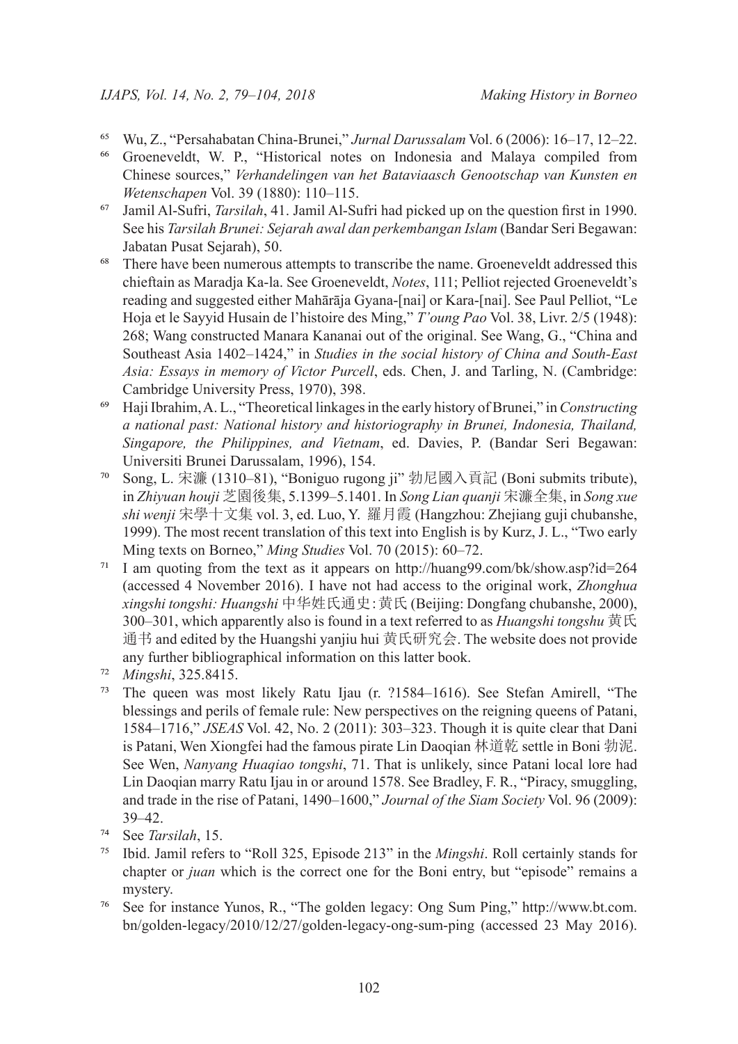[65] Wu, Z., "Persahabatan China-Brunei," *Jurnal Darussalam* Vol. 6 (2006): 16–17, 12–22.

[66] Groeneveldt, W. P., "Historical notes on Indonesia and Malaya compiled from Chinese sources," *Verhandelingen van het Bataviaasch Genootschap van Kunsten en Wetenschappen* Vol. 39 (1880): 110–115.

[67] Jamil Al-Sufri, *Tarsilah*, 41. Jamil Al-Sufri had picked up on the question first in 1990. See his *Tarsilah Brunei: Sejarah awal dan perkembangan Islam* (Bandar Seri Begawan: Jabatan Pusat Sejarah), 50.

[68] There have been numerous attempts to transcribe the name. Groeneveldt addressed this chieftain as Maradja Ka-la. See Groeneveldt, *Notes*, 111; Pelliot rejected Groeneveldt's reading and suggested either Mahārāja Gyana-[nai] or Kara-[nai]. See Paul Pelliot, "Le Hoja et le Sayyid Husain de l'histoire des Ming," *T'oung Pao* Vol. 38, Livr. 2/5 (1948): 268; Wang constructed Manara Kananai out of the original. See Wang, G., "China and Southeast Asia 1402–1424," in *Studies in the social history of China and South-East Asia: Essays in memory of Victor Purcell*, eds. Chen, J. and Tarling, N. (Cambridge: Cambridge University Press, 1970), 398.

[69] Haji Ibrahim, A. L., "Theoretical linkages in the early history of Brunei," in *Constructing a national past: National history and historiography in Brunei, Indonesia, Thailand, Singapore, the Philippines, and Vietnam*, ed. Davies, P. (Bandar Seri Begawan: Universiti Brunei Darussalam, 1996), 154.

[70] Song, L. 宋濂 (1310–81), "Boniguo rugong ji" 勃尼國入貢記 (Boni submits tribute), in *Zhiyuan houji* 芝園後集, 5.1399–5.1401. In *Song Lian quanji* 宋濂全集, in *Song xue shi wenji* 宋學十文集 vol. 3, ed. Luo, Y. 羅月霞 (Hangzhou: Zhejiang guji chubanshe, 1999). The most recent translation of this text into English is by Kurz, J. L., "Two early Ming texts on Borneo," *Ming Studies* Vol. 70 (2015): 60–72.

[71] I am quoting from the text as it appears on http://huang99.com/bk/show.asp?id=264 (accessed 4 November 2016). I have not had access to the original work, *Zhonghua xingshi tongshi: Huangshi* 中华姓氏通史:黄氏 (Beijing: Dongfang chubanshe, 2000), 300–301, which apparently also is found in a text referred to as *Huangshi tongshu* 黄氏通书 and edited by the Huangshi yanjiu hui 黄氏研究会. The website does not provide any further bibliographical information on this latter book.

[72] *Mingshi*, 325.8415.

[73] The queen was most likely Ratu Ijau (r. ?1584–1616). See Stefan Amirell, "The blessings and perils of female rule: New perspectives on the reigning queens of Patani, 1584–1716," *JSEAS* Vol. 42, No. 2 (2011): 303–323. Though it is quite clear that Dani is Patani, Wen Xiongfei had the famous pirate Lin Daoqian 林道乾 settle in Boni 勃泥. See Wen, *Nanyang Huaqiao tongshi*, 71. That is unlikely, since Patani local lore had Lin Daoqian marry Ratu Ijau in or around 1578. See Bradley, F. R., "Piracy, smuggling, and trade in the rise of Patani, 1490–1600," *Journal of the Siam Society* Vol. 96 (2009): 39–42.

[74] See *Tarsilah*, 15.

[75] Ibid. Jamil refers to "Roll 325, Episode 213" in the *Mingshi*. Roll certainly stands for chapter or *juan* which is the correct one for the Boni entry, but "episode" remains a mystery.

[76] See for instance Yunos, R., "The golden legacy: Ong Sum Ping," http://www.bt.com.bn/golden-legacy/2010/12/27/golden-legacy-ong-sum-ping (accessed 23 May 2016).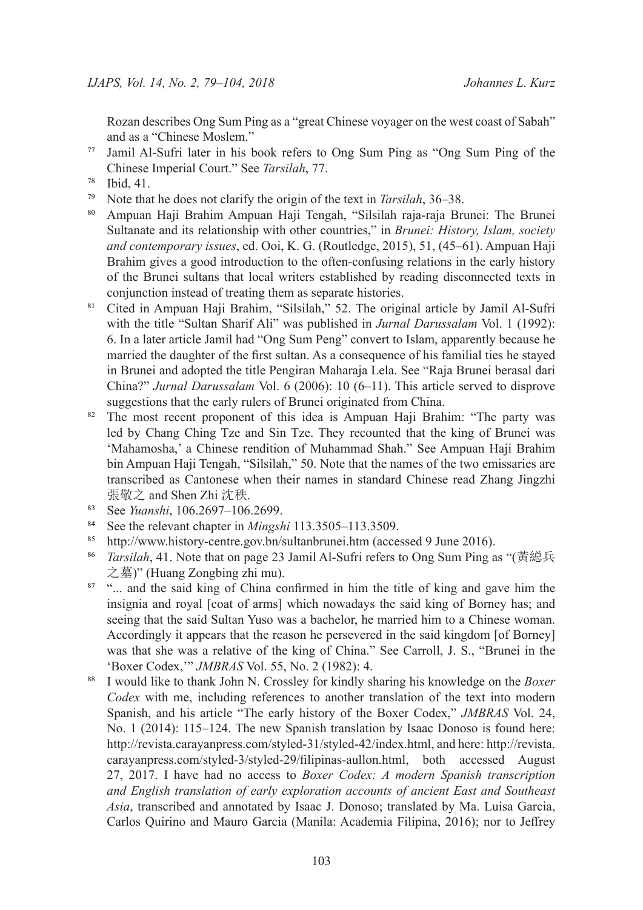Rozan describes Ong Sum Ping as a "great Chinese voyager on the west coast of Sabah" and as a "Chinese Moslem."

77 Jamil Al-Sufri later in his book refers to Ong Sum Ping as "Ong Sum Ping of the Chinese Imperial Court." See *Tarsilah*, 77.

78 Ibid, 41.

79 Note that he does not clarify the origin of the text in *Tarsilah*, 36–38.

80 Ampuan Haji Brahim Ampuan Haji Tengah, "Silsilah raja-raja Brunei: The Brunei Sultanate and its relationship with other countries," in *Brunei: History, Islam, society and contemporary issues*, ed. Ooi, K. G. (Routledge, 2015), 51, (45–61). Ampuan Haji Brahim gives a good introduction to the often-confusing relations in the early history of the Brunei sultans that local writers established by reading disconnected texts in conjunction instead of treating them as separate histories.

81 Cited in Ampuan Haji Brahim, "Silsilah," 52. The original article by Jamil Al-Sufri with the title "Sultan Sharif Ali" was published in *Jurnal Darussalam* Vol. 1 (1992): 6. In a later article Jamil had "Ong Sum Peng" convert to Islam, apparently because he married the daughter of the first sultan. As a consequence of his familial ties he stayed in Brunei and adopted the title Pengiran Maharaja Lela. See "Raja Brunei berasal dari China?" *Jurnal Darussalam* Vol. 6 (2006): 10 (6–11). This article served to disprove suggestions that the early rulers of Brunei originated from China.

82 The most recent proponent of this idea is Ampuan Haji Brahim: "The party was led by Chang Ching Tze and Sin Tze. They recounted that the king of Brunei was 'Mahamosha,' a Chinese rendition of Muhammad Shah." See Ampuan Haji Brahim bin Ampuan Haji Tengah, "Silsilah," 50. Note that the names of the two emissaries are transcribed as Cantonese when their names in standard Chinese read Zhang Jingzhi 張敬之 and Shen Zhi 沈秩.

83 See *Yuanshi*, 106.2697–106.2699.

84 See the relevant chapter in *Mingshi* 113.3505–113.3509.

85 http://www.history-centre.gov.bn/sultanbrunei.htm (accessed 9 June 2016).

86 *Tarsilah*, 41. Note that on page 23 Jamil Al-Sufri refers to Ong Sum Ping as "(黃総兵之墓)" (Huang Zongbing zhi mu).

87 "... and the said king of China confirmed in him the title of king and gave him the insignia and royal [coat of arms] which nowadays the said king of Borney has; and seeing that the said Sultan Yuso was a bachelor, he married him to a Chinese woman. Accordingly it appears that the reason he persevered in the said kingdom [of Borney] was that she was a relative of the king of China." See Carroll, J. S., "Brunei in the 'Boxer Codex,'" *JMBRAS* Vol. 55, No. 2 (1982): 4.

88 I would like to thank John N. Crossley for kindly sharing his knowledge on the *Boxer Codex* with me, including references to another translation of the text into modern Spanish, and his article "The early history of the Boxer Codex," *JMBRAS* Vol. 24, No. 1 (2014): 115–124. The new Spanish translation by Isaac Donoso is found here: http://revista.carayanpress.com/styled-31/styled-42/index.html, and here: http://revista.carayanpress.com/styled-3/styled-29/filipinas-aullon.html, both accessed August 27, 2017. I have had no access to *Boxer Codex: A modern Spanish transcription and English translation of early exploration accounts of ancient East and Southeast Asia*, transcribed and annotated by Isaac J. Donoso; translated by Ma. Luisa Garcia, Carlos Quirino and Mauro Garcia (Manila: Academia Filipina, 2016); nor to Jeffrey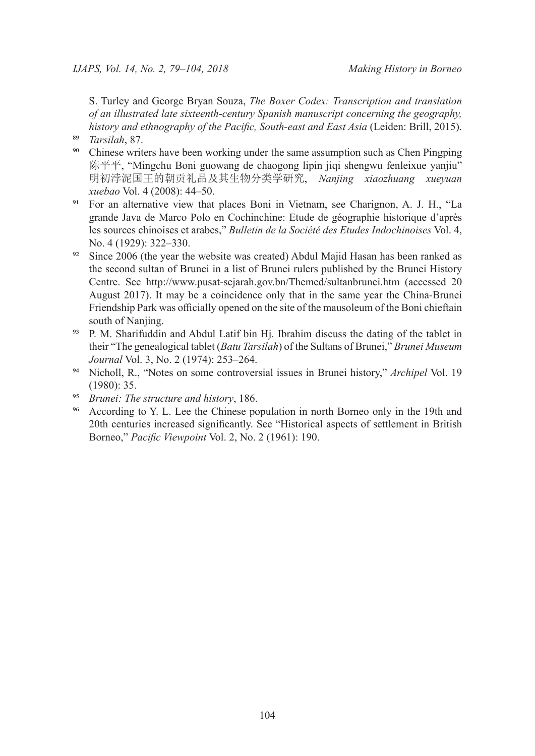S. Turley and George Bryan Souza, *The Boxer Codex: Transcription and translation of an illustrated late sixteenth-century Spanish manuscript concerning the geography, history and ethnography of the Pacific, South-east and East Asia* (Leiden: Brill, 2015).

[89] *Tarsilah*, 87.

[90] Chinese writers have been working under the same assumption such as Chen Pingping 陈平平, "Mingchu Boni guowang de chaogong lipin jiqi shengwu fenleixue yanjiu" 明初浡泥国王的朝贡礼品及其生物分类学研究, *Nanjing xiaozhuang xueyuan xuebao* Vol. 4 (2008): 44–50.

[91] For an alternative view that places Boni in Vietnam, see Charignon, A. J. H., "La grande Java de Marco Polo en Cochinchine: Etude de géographie historique d'après les sources chinoises et arabes," *Bulletin de la Société des Etudes Indochinoises* Vol. 4, No. 4 (1929): 322–330.

[92] Since 2006 (the year the website was created) Abdul Majid Hasan has been ranked as the second sultan of Brunei in a list of Brunei rulers published by the Brunei History Centre. See http://www.pusat-sejarah.gov.bn/Themed/sultanbrunei.htm (accessed 20 August 2017). It may be a coincidence only that in the same year the China-Brunei Friendship Park was officially opened on the site of the mausoleum of the Boni chieftain south of Nanjing.

[93] P. M. Sharifuddin and Abdul Latif bin Hj. Ibrahim discuss the dating of the tablet in their "The genealogical tablet (*Batu Tarsilah*) of the Sultans of Brunei," *Brunei Museum Journal* Vol. 3, No. 2 (1974): 253–264.

[94] Nicholl, R., "Notes on some controversial issues in Brunei history," *Archipel* Vol. 19 (1980): 35.

[95] *Brunei: The structure and history*, 186.

[96] According to Y. L. Lee the Chinese population in north Borneo only in the 19th and 20th centuries increased significantly. See "Historical aspects of settlement in British Borneo," *Pacific Viewpoint* Vol. 2, No. 2 (1961): 190.